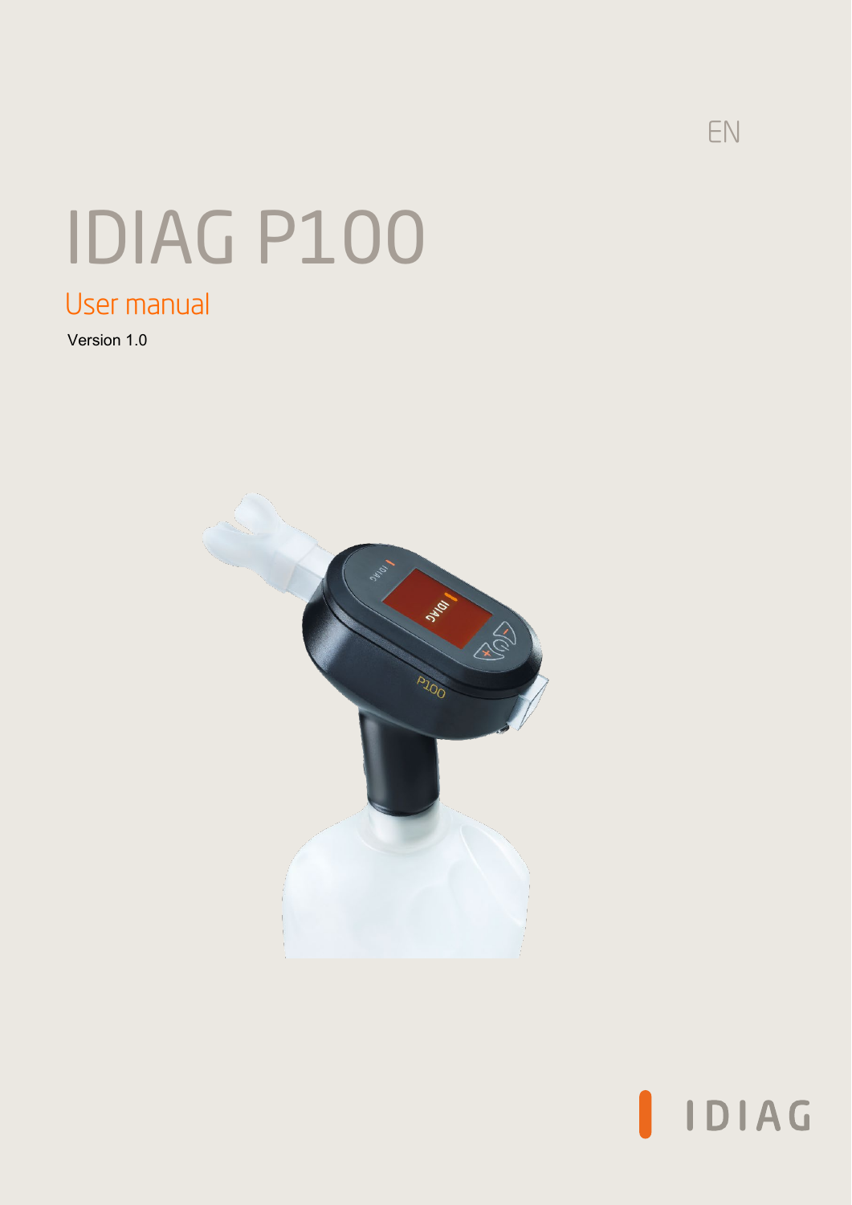EN

# IDIAG P100

## User manual

Version 1.0

IDIAG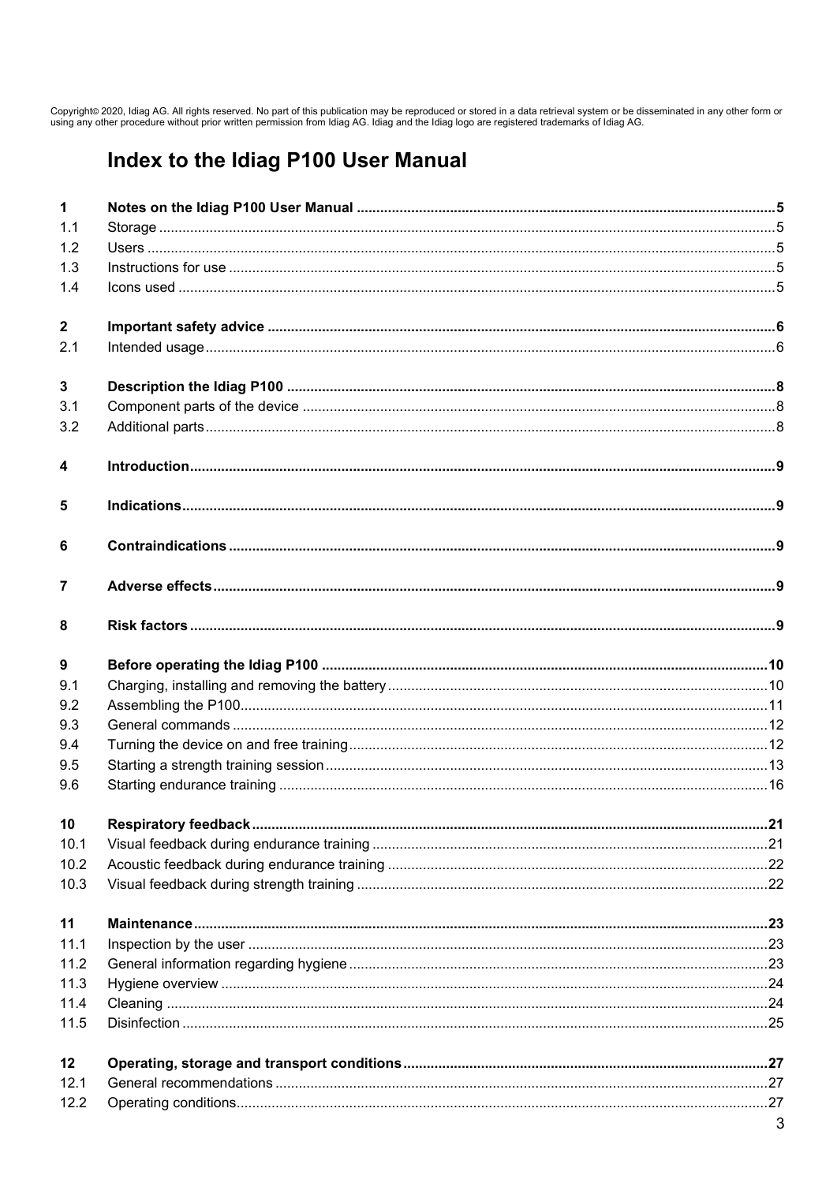Copyright© 2020, Idiag AG. All rights reserved. No part of this publication may be reproduced or stored in a data retrieval system or be disseminated in any other form or using any other procedure without prior written permission from Idiag AG. Idiag and the Idiag logo are registered trademarks of Idiag AG.

# Index to the Idiag P100 User Manual

| | | |
|---|---|---|
| **1** | **Notes on the Idiag P100 User Manual** | **5** |
| 1.1 | Storage | 5 |
| 1.2 | Users | 5 |
| 1.3 | Instructions for use | 5 |
| 1.4 | Icons used | 5 |
| **2** | **Important safety advice** | **6** |
| 2.1 | Intended usage | 6 |
| **3** | **Description the Idiag P100** | **8** |
| 3.1 | Component parts of the device | 8 |
| 3.2 | Additional parts | 8 |
| **4** | **Introduction** | **9** |
| **5** | **Indications** | **9** |
| **6** | **Contraindications** | **9** |
| **7** | **Adverse effects** | **9** |
| **8** | **Risk factors** | **9** |
| **9** | **Before operating the Idiag P100** | **10** |
| 9.1 | Charging, installing and removing the battery | 10 |
| 9.2 | Assembling the P100 | 11 |
| 9.3 | General commands | 12 |
| 9.4 | Turning the device on and free training | 12 |
| 9.5 | Starting a strength training session | 13 |
| 9.6 | Starting endurance training | 16 |
| **10** | **Respiratory feedback** | **21** |
| 10.1 | Visual feedback during endurance training | 21 |
| 10.2 | Acoustic feedback during endurance training | 22 |
| 10.3 | Visual feedback during strength training | 22 |
| **11** | **Maintenance** | **23** |
| 11.1 | Inspection by the user | 23 |
| 11.2 | General information regarding hygiene | 23 |
| 11.3 | Hygiene overview | 24 |
| 11.4 | Cleaning | 24 |
| 11.5 | Disinfection | 25 |
| **12** | **Operating, storage and transport conditions** | **27** |
| 12.1 | General recommendations | 27 |
| 12.2 | Operating conditions | 27 |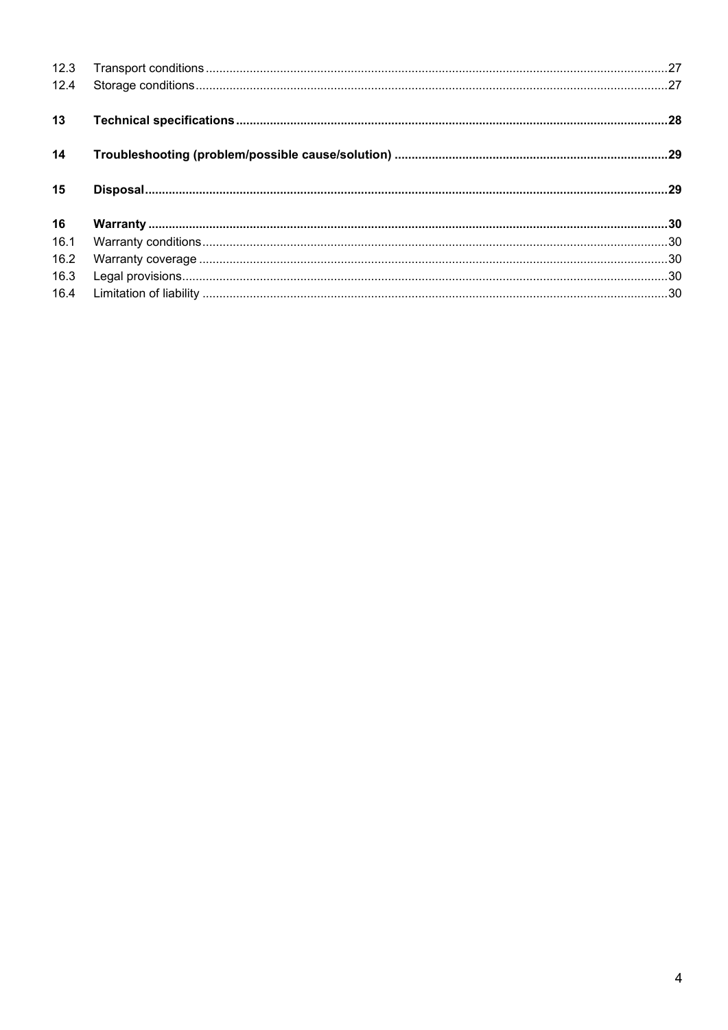| | | |
|---|---|---|
| 12.3 | Transport conditions | 27 |
| 12.4 | Storage conditions | 27 |
| **13** | **Technical specifications** | **28** |
| **14** | **Troubleshooting (problem/possible cause/solution)** | **29** |
| **15** | **Disposal** | **29** |
| **16** | **Warranty** | **30** |
| 16.1 | Warranty conditions | 30 |
| 16.2 | Warranty coverage | 30 |
| 16.3 | Legal provisions | 30 |
| 16.4 | Limitation of liability | 30 |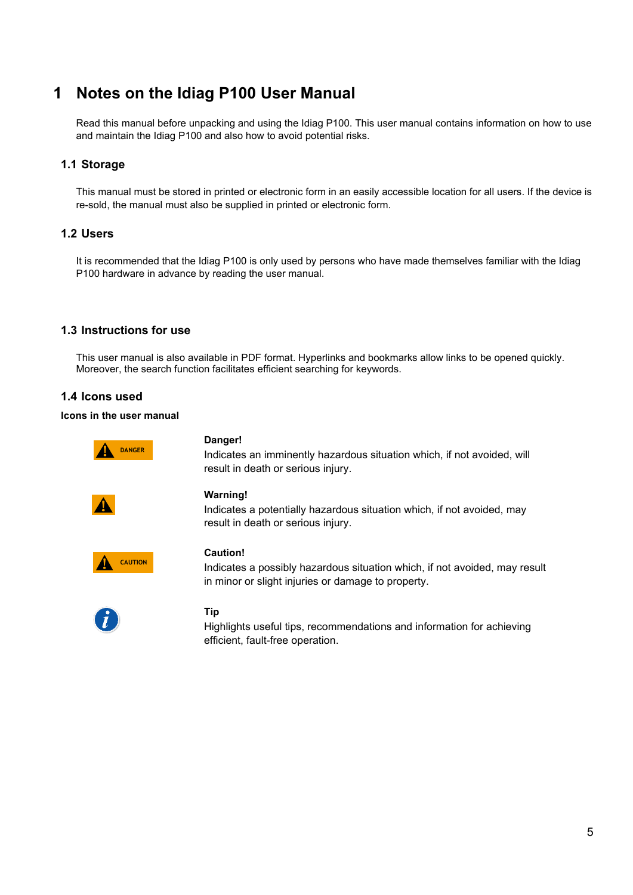# 1 Notes on the Idiag P100 User Manual

Read this manual before unpacking and using the Idiag P100. This user manual contains information on how to use and maintain the Idiag P100 and also how to avoid potential risks.

## 1.1 Storage

This manual must be stored in printed or electronic form in an easily accessible location for all users. If the device is re-sold, the manual must also be supplied in printed or electronic form.

## 1.2 Users

It is recommended that the Idiag P100 is only used by persons who have made themselves familiar with the Idiag P100 hardware in advance by reading the user manual.

## 1.3 Instructions for use

This user manual is also available in PDF format. Hyperlinks and bookmarks allow links to be opened quickly. Moreover, the search function facilitates efficient searching for keywords.

## 1.4 Icons used

**Icons in the user manual**

| Icon | Description |
| --- | --- |
| DANGER | **Danger!**<br>Indicates an imminently hazardous situation which, if not avoided, will result in death or serious injury. |
| ⚠ | **Warning!**<br>Indicates a potentially hazardous situation which, if not avoided, may result in death or serious injury. |
| CAUTION | **Caution!**<br>Indicates a possibly hazardous situation which, if not avoided, may result in minor or slight injuries or damage to property. |
| i | **Tip**<br>Highlights useful tips, recommendations and information for achieving efficient, fault-free operation. |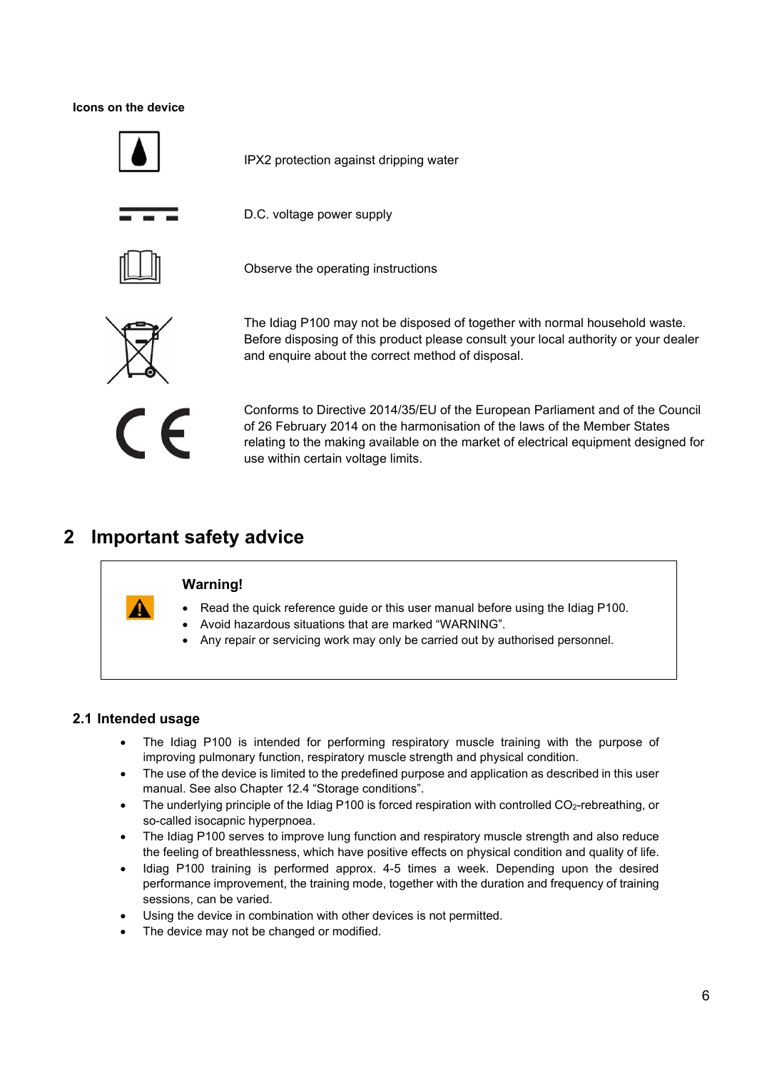**Icons on the device**

| | |
|---|---|
| | IPX2 protection against dripping water |
| | D.C. voltage power supply |
| | Observe the operating instructions |
| | The Idiag P100 may not be disposed of together with normal household waste. Before disposing of this product please consult your local authority or your dealer and enquire about the correct method of disposal. |
| | Conforms to Directive 2014/35/EU of the European Parliament and of the Council of 26 February 2014 on the harmonisation of the laws of the Member States relating to the making available on the market of electrical equipment designed for use within certain voltage limits. |

# 2 Important safety advice

> **Warning!**
>
> - Read the quick reference guide or this user manual before using the Idiag P100.
> - Avoid hazardous situations that are marked "WARNING".
> - Any repair or servicing work may only be carried out by authorised personnel.

## 2.1 Intended usage

- The Idiag P100 is intended for performing respiratory muscle training with the purpose of improving pulmonary function, respiratory muscle strength and physical condition.
- The use of the device is limited to the predefined purpose and application as described in this user manual. See also Chapter 12.4 "Storage conditions".
- The underlying principle of the Idiag P100 is forced respiration with controlled $CO_2$-rebreathing, or so-called isocapnic hyperpnoea.
- The Idiag P100 serves to improve lung function and respiratory muscle strength and also reduce the feeling of breathlessness, which have positive effects on physical condition and quality of life.
- Idiag P100 training is performed approx. 4-5 times a week. Depending upon the desired performance improvement, the training mode, together with the duration and frequency of training sessions, can be varied.
- Using the device in combination with other devices is not permitted.
- The device may not be changed or modified.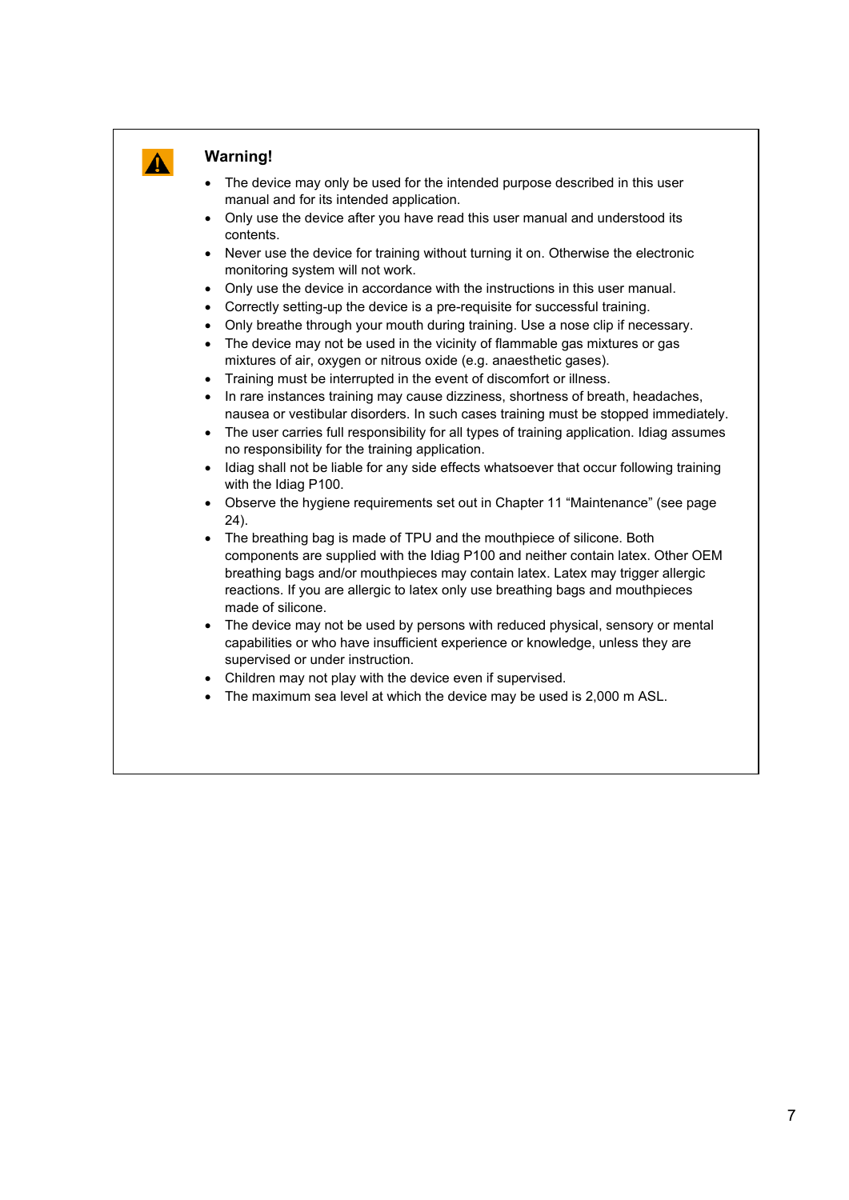**Warning!**

- The device may only be used for the intended purpose described in this user manual and for its intended application.
- Only use the device after you have read this user manual and understood its contents.
- Never use the device for training without turning it on. Otherwise the electronic monitoring system will not work.
- Only use the device in accordance with the instructions in this user manual.
- Correctly setting-up the device is a pre-requisite for successful training.
- Only breathe through your mouth during training. Use a nose clip if necessary.
- The device may not be used in the vicinity of flammable gas mixtures or gas mixtures of air, oxygen or nitrous oxide (e.g. anaesthetic gases).
- Training must be interrupted in the event of discomfort or illness.
- In rare instances training may cause dizziness, shortness of breath, headaches, nausea or vestibular disorders. In such cases training must be stopped immediately.
- The user carries full responsibility for all types of training application. Idiag assumes no responsibility for the training application.
- Idiag shall not be liable for any side effects whatsoever that occur following training with the Idiag P100.
- Observe the hygiene requirements set out in Chapter 11 “Maintenance” (see page 24).
- The breathing bag is made of TPU and the mouthpiece of silicone. Both components are supplied with the Idiag P100 and neither contain latex. Other OEM breathing bags and/or mouthpieces may contain latex. Latex may trigger allergic reactions. If you are allergic to latex only use breathing bags and mouthpieces made of silicone.
- The device may not be used by persons with reduced physical, sensory or mental capabilities or who have insufficient experience or knowledge, unless they are supervised or under instruction.
- Children may not play with the device even if supervised.
- The maximum sea level at which the device may be used is 2,000 m ASL.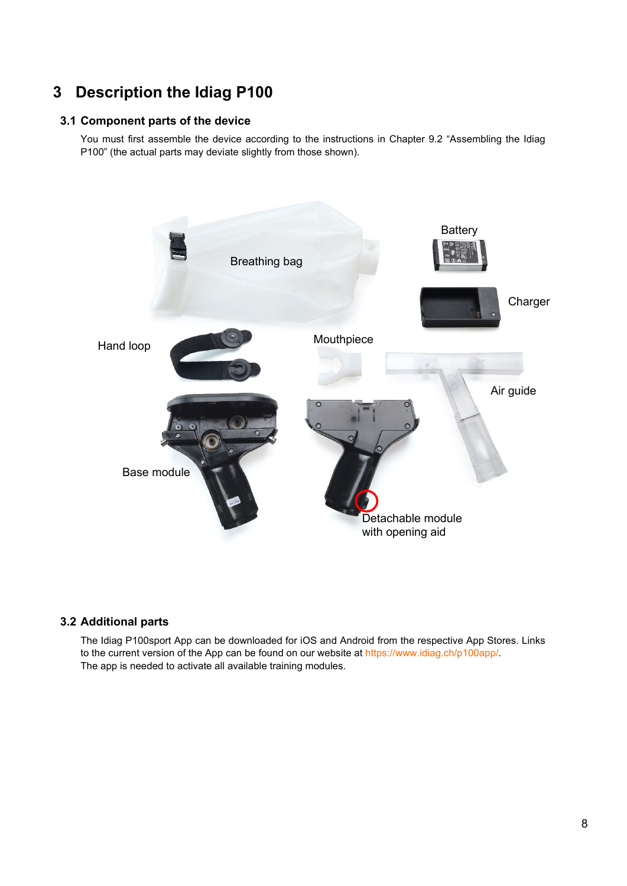# 3 Description the Idiag P100

## 3.1 Component parts of the device

You must first assemble the device according to the instructions in Chapter 9.2 “Assembling the Idiag P100” (the actual parts may deviate slightly from those shown).

Breathing bag

Battery

Charger

Hand loop

Mouthpiece

Air guide

Base module

Detachable module with opening aid

## 3.2 Additional parts

The Idiag P100sport App can be downloaded for iOS and Android from the respective App Stores. Links to the current version of the App can be found on our website at https://www.idiag.ch/p100app/.
The app is needed to activate all available training modules.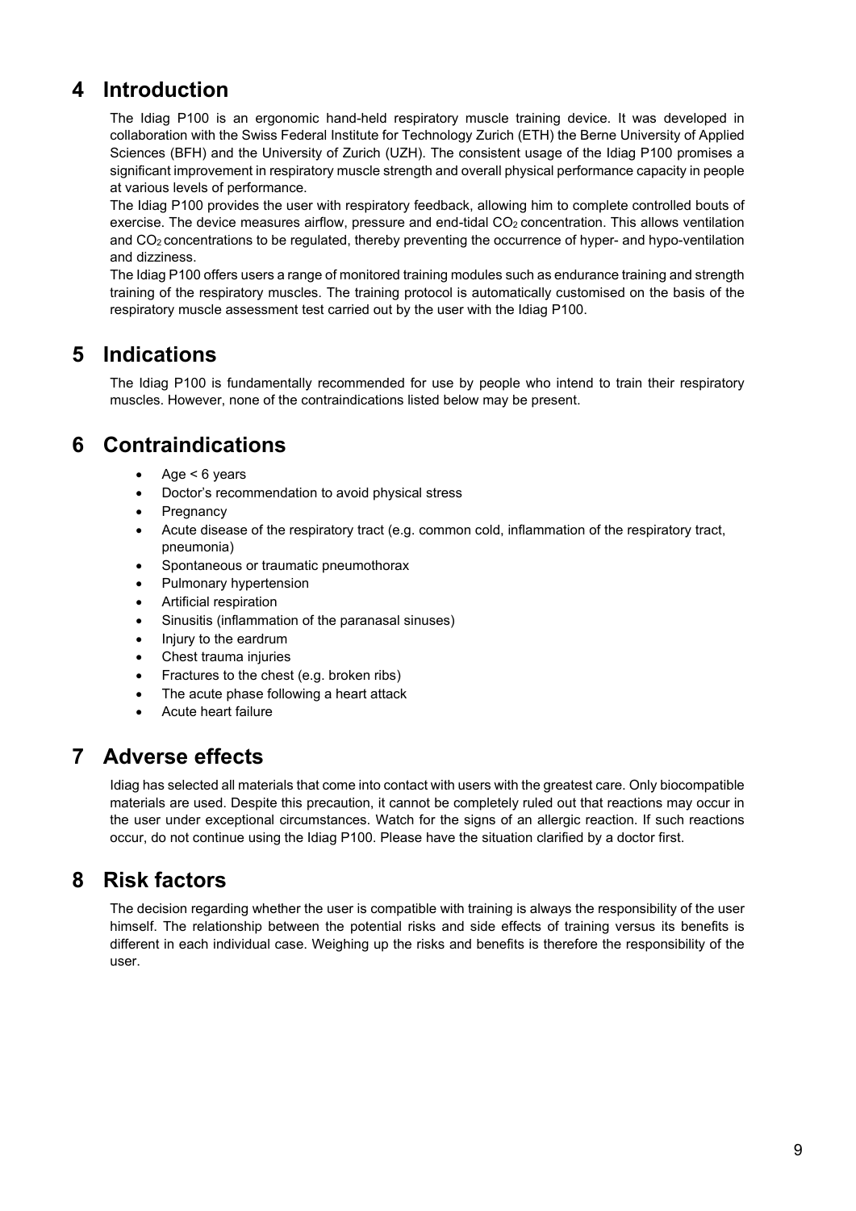# 4 Introduction

The Idiag P100 is an ergonomic hand-held respiratory muscle training device. It was developed in collaboration with the Swiss Federal Institute for Technology Zurich (ETH) the Berne University of Applied Sciences (BFH) and the University of Zurich (UZH). The consistent usage of the Idiag P100 promises a significant improvement in respiratory muscle strength and overall physical performance capacity in people at various levels of performance.

The Idiag P100 provides the user with respiratory feedback, allowing him to complete controlled bouts of exercise. The device measures airflow, pressure and end-tidal $CO_2$ concentration. This allows ventilation and $CO_2$ concentrations to be regulated, thereby preventing the occurrence of hyper- and hypo-ventilation and dizziness.

The Idiag P100 offers users a range of monitored training modules such as endurance training and strength training of the respiratory muscles. The training protocol is automatically customised on the basis of the respiratory muscle assessment test carried out by the user with the Idiag P100.

# 5 Indications

The Idiag P100 is fundamentally recommended for use by people who intend to train their respiratory muscles. However, none of the contraindications listed below may be present.

# 6 Contraindications

- Age < 6 years
- Doctor's recommendation to avoid physical stress
- Pregnancy
- Acute disease of the respiratory tract (e.g. common cold, inflammation of the respiratory tract, pneumonia)
- Spontaneous or traumatic pneumothorax
- Pulmonary hypertension
- Artificial respiration
- Sinusitis (inflammation of the paranasal sinuses)
- Injury to the eardrum
- Chest trauma injuries
- Fractures to the chest (e.g. broken ribs)
- The acute phase following a heart attack
- Acute heart failure

# 7 Adverse effects

Idiag has selected all materials that come into contact with users with the greatest care. Only biocompatible materials are used. Despite this precaution, it cannot be completely ruled out that reactions may occur in the user under exceptional circumstances. Watch for the signs of an allergic reaction. If such reactions occur, do not continue using the Idiag P100. Please have the situation clarified by a doctor first.

# 8 Risk factors

The decision regarding whether the user is compatible with training is always the responsibility of the user himself. The relationship between the potential risks and side effects of training versus its benefits is different in each individual case. Weighing up the risks and benefits is therefore the responsibility of the user.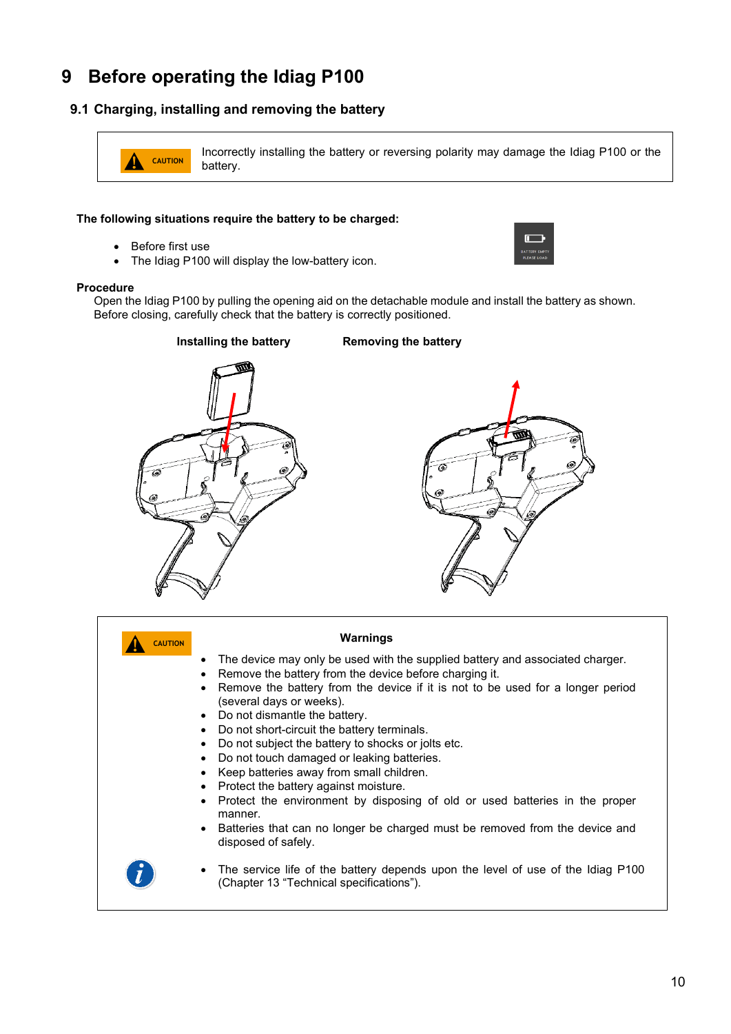# 9 Before operating the Idiag P100

## 9.1 Charging, installing and removing the battery

| CAUTION | Incorrectly installing the battery or reversing polarity may damage the Idiag P100 or the battery. |
|---|---|

**The following situations require the battery to be charged:**

- Before first use
- The Idiag P100 will display the low-battery icon.

**Procedure**

Open the Idiag P100 by pulling the opening aid on the detachable module and install the battery as shown. Before closing, carefully check that the battery is correctly positioned.

**Installing the battery** **Removing the battery**

CAUTION

**Warnings**

- The device may only be used with the supplied battery and associated charger.
- Remove the battery from the device before charging it.
- Remove the battery from the device if it is not to be used for a longer period (several days or weeks).
- Do not dismantle the battery.
- Do not short-circuit the battery terminals.
- Do not subject the battery to shocks or jolts etc.
- Do not touch damaged or leaking batteries.
- Keep batteries away from small children.
- Protect the battery against moisture.
- Protect the environment by disposing of old or used batteries in the proper manner.
- Batteries that can no longer be charged must be removed from the device and disposed of safely.

- The service life of the battery depends upon the level of use of the Idiag P100 (Chapter 13 “Technical specifications”).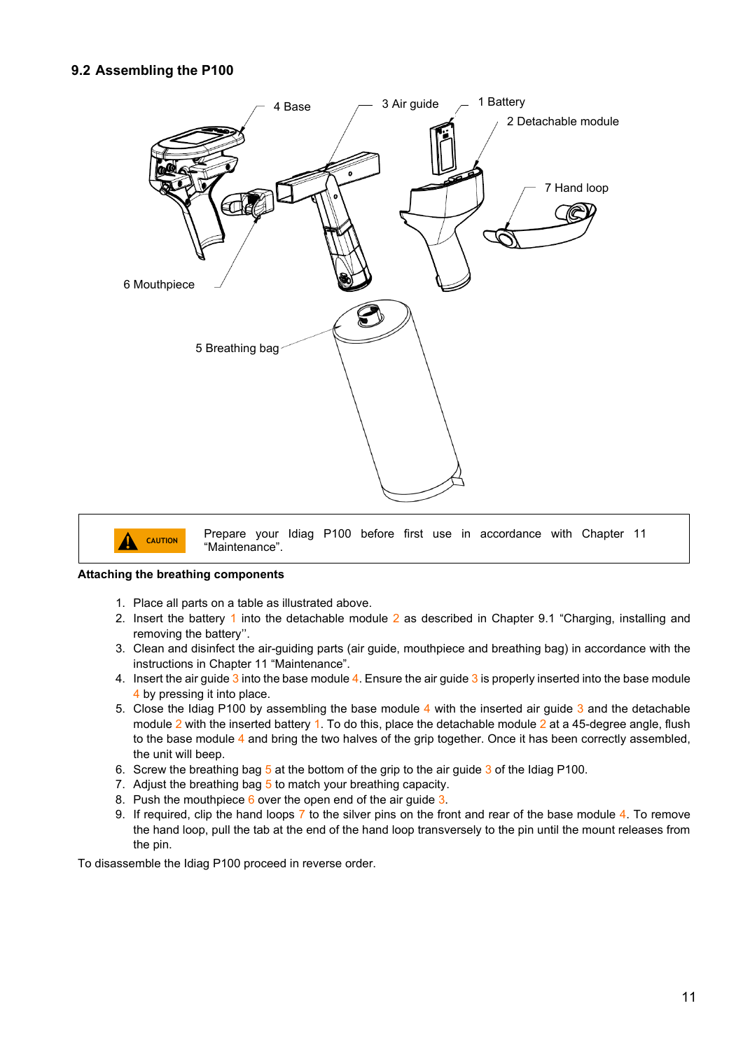## 9.2 Assembling the P100

4 Base

3 Air guide

1 Battery

2 Detachable module

7 Hand loop

6 Mouthpiece

5 Breathing bag

CAUTION Prepare your Idiag P100 before first use in accordance with Chapter 11 “Maintenance”.

**Attaching the breathing components**

1. Place all parts on a table as illustrated above.
2. Insert the battery 1 into the detachable module 2 as described in Chapter 9.1 “Charging, installing and removing the battery’’.
3. Clean and disinfect the air-guiding parts (air guide, mouthpiece and breathing bag) in accordance with the instructions in Chapter 11 “Maintenance”.
4. Insert the air guide 3 into the base module 4. Ensure the air guide 3 is properly inserted into the base module 4 by pressing it into place.
5. Close the Idiag P100 by assembling the base module 4 with the inserted air guide 3 and the detachable module 2 with the inserted battery 1. To do this, place the detachable module 2 at a 45-degree angle, flush to the base module 4 and bring the two halves of the grip together. Once it has been correctly assembled, the unit will beep.
6. Screw the breathing bag 5 at the bottom of the grip to the air guide 3 of the Idiag P100.
7. Adjust the breathing bag 5 to match your breathing capacity.
8. Push the mouthpiece 6 over the open end of the air guide 3.
9. If required, clip the hand loops 7 to the silver pins on the front and rear of the base module 4. To remove the hand loop, pull the tab at the end of the hand loop transversely to the pin until the mount releases from the pin.

To disassemble the Idiag P100 proceed in reverse order.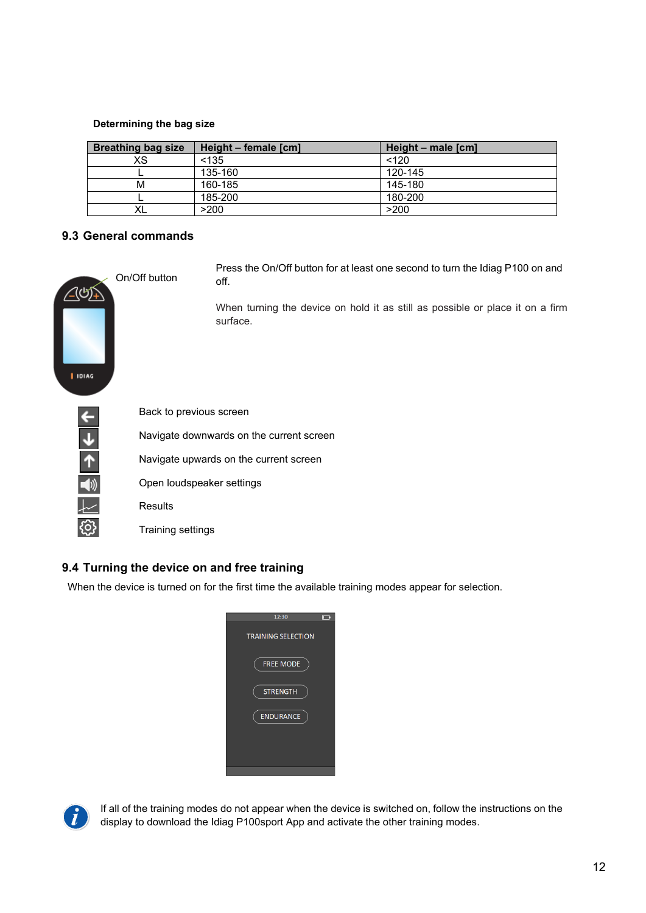**Determining the bag size**

| Breathing bag size | Height – female [cm] | Height – male [cm] |
|---|---|---|
| XS | <135 | <120 |
| L | 135-160 | 120-145 |
| M | 160-185 | 145-180 |
| L | 185-200 | 180-200 |
| XL | >200 | >200 |

## 9.3 General commands

On/Off button

Press the On/Off button for at least one second to turn the Idiag P100 on and off.

When turning the device on hold it as still as possible or place it on a firm surface.

Back to previous screen

Navigate downwards on the current screen

Navigate upwards on the current screen

Open loudspeaker settings

Results

Training settings

## 9.4 Turning the device on and free training

When the device is turned on for the first time the available training modes appear for selection.

If all of the training modes do not appear when the device is switched on, follow the instructions on the display to download the Idiag P100sport App and activate the other training modes.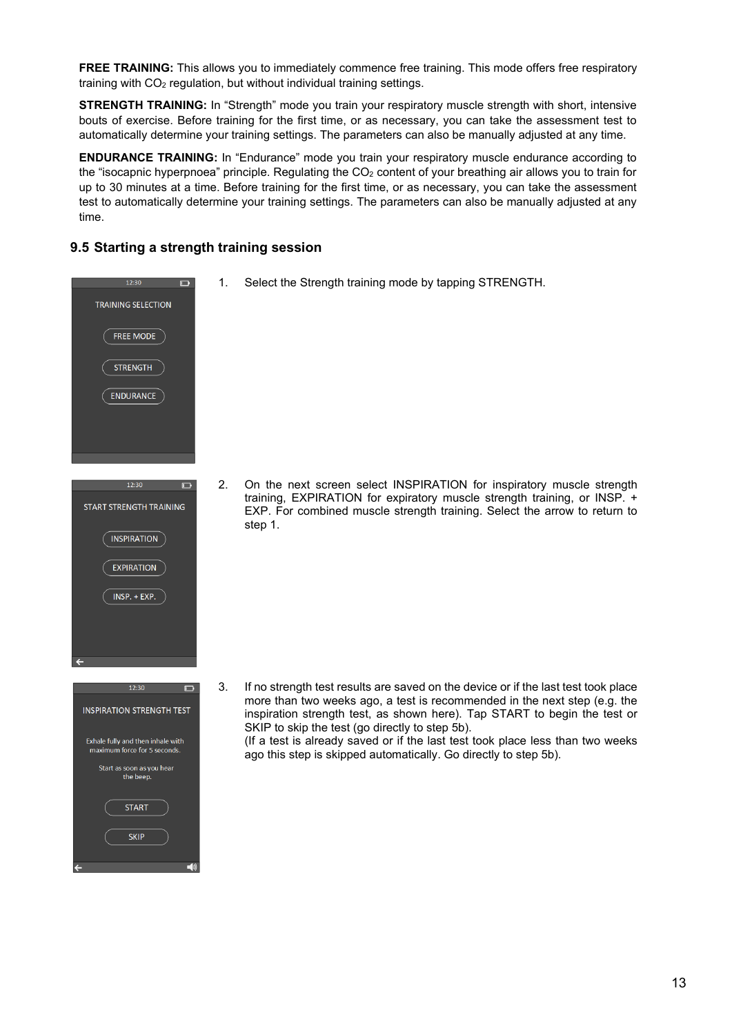**FREE TRAINING:** This allows you to immediately commence free training. This mode offers free respiratory training with $CO_2$ regulation, but without individual training settings.

**STRENGTH TRAINING:** In “Strength” mode you train your respiratory muscle strength with short, intensive bouts of exercise. Before training for the first time, or as necessary, you can take the assessment test to automatically determine your training settings. The parameters can also be manually adjusted at any time.

**ENDURANCE TRAINING:** In “Endurance” mode you train your respiratory muscle endurance according to the “isocapnic hyperpnoea” principle. Regulating the $CO_2$ content of your breathing air allows you to train for up to 30 minutes at a time. Before training for the first time, or as necessary, you can take the assessment test to automatically determine your training settings. The parameters can also be manually adjusted at any time.

## 9.5 Starting a strength training session

1. Select the Strength training mode by tapping STRENGTH.

2. On the next screen select INSPIRATION for inspiratory muscle strength training, EXPIRATION for expiratory muscle strength training, or INSP. + EXP. For combined muscle strength training. Select the arrow to return to step 1.

3. If no strength test results are saved on the device or if the last test took place more than two weeks ago, a test is recommended in the next step (e.g. the inspiration strength test, as shown here). Tap START to begin the test or SKIP to skip the test (go directly to step 5b).
(If a test is already saved or if the last test took place less than two weeks ago this step is skipped automatically. Go directly to step 5b).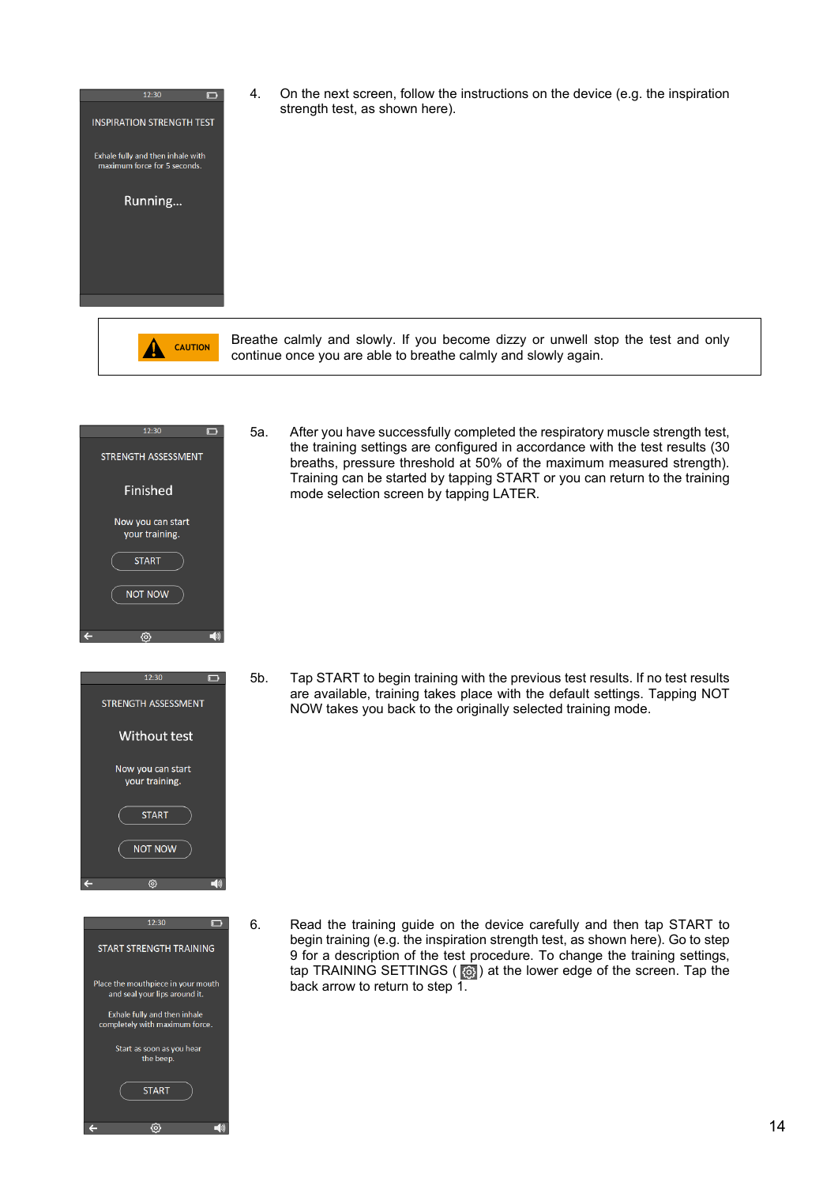4. On the next screen, follow the instructions on the device (e.g. the inspiration strength test, as shown here).

| CAUTION | Breathe calmly and slowly. If you become dizzy or unwell stop the test and only continue once you are able to breathe calmly and slowly again. |
|---|---|

5a. After you have successfully completed the respiratory muscle strength test, the training settings are configured in accordance with the test results (30 breaths, pressure threshold at 50% of the maximum measured strength). Training can be started by tapping START or you can return to the training mode selection screen by tapping LATER.

5b. Tap START to begin training with the previous test results. If no test results are available, training takes place with the default settings. Tapping NOT NOW takes you back to the originally selected training mode.

6. Read the training guide on the device carefully and then tap START to begin training (e.g. the inspiration strength test, as shown here). Go to step 9 for a description of the test procedure. To change the training settings, tap TRAINING SETTINGS ( ⚙ ) at the lower edge of the screen. Tap the back arrow to return to step 1.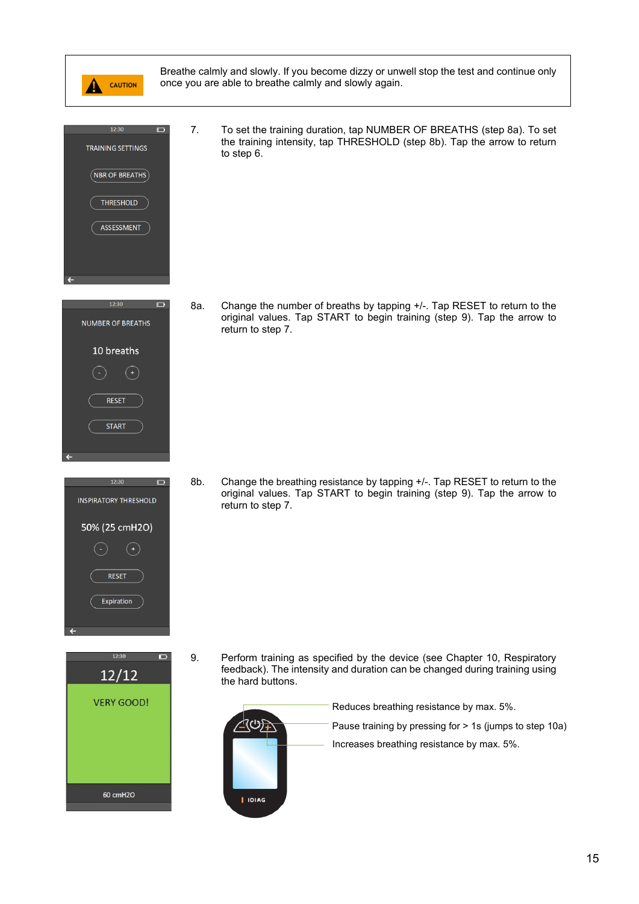> **CAUTION**
>
> Breathe calmly and slowly. If you become dizzy or unwell stop the test and continue only once you are able to breathe calmly and slowly again.

7. To set the training duration, tap NUMBER OF BREATHS (step 8a). To set the training intensity, tap THRESHOLD (step 8b). Tap the arrow to return to step 6.

8a. Change the number of breaths by tapping +/-. Tap RESET to return to the original values. Tap START to begin training (step 9). Tap the arrow to return to step 7.

8b. Change the breathing resistance by tapping +/-. Tap RESET to return to the original values. Tap START to begin training (step 9). Tap the arrow to return to step 7.

9. Perform training as specified by the device (see Chapter 10, Respiratory feedback). The intensity and duration can be changed during training using the hard buttons.

- Reduces breathing resistance by max. 5%.
- Pause training by pressing for > 1s (jumps to step 10a)
- Increases breathing resistance by max. 5%.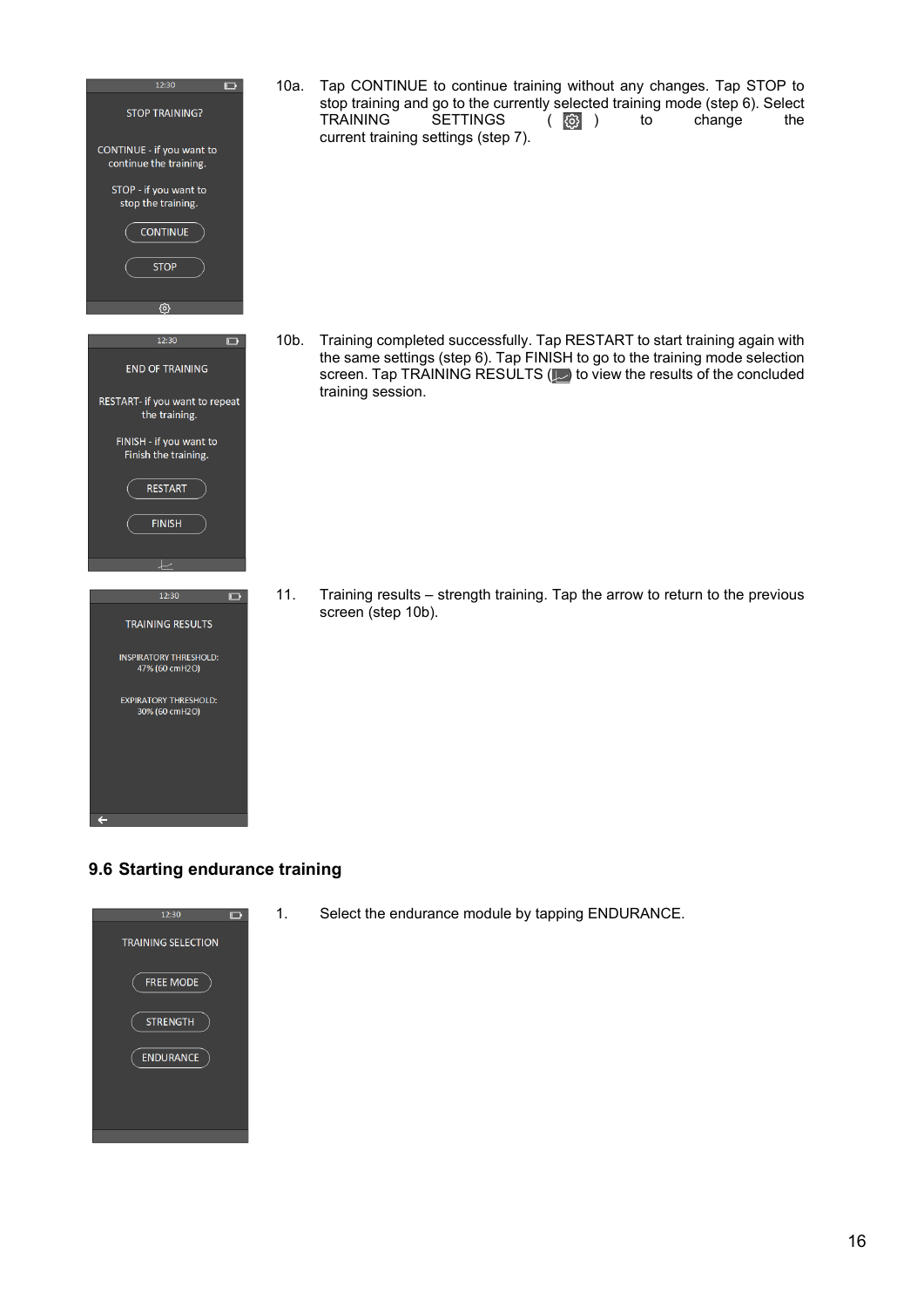10a. Tap CONTINUE to continue training without any changes. Tap STOP to stop training and go to the currently selected training mode (step 6). Select TRAINING SETTINGS ( ⚙ ) to change the current training settings (step 7).

10b. Training completed successfully. Tap RESTART to start training again with the same settings (step 6). Tap FINISH to go to the training mode selection screen. Tap TRAINING RESULTS ( ) to view the results of the concluded training session.

11. Training results – strength training. Tap the arrow to return to the previous screen (step 10b).

## 9.6 Starting endurance training

1. Select the endurance module by tapping ENDURANCE.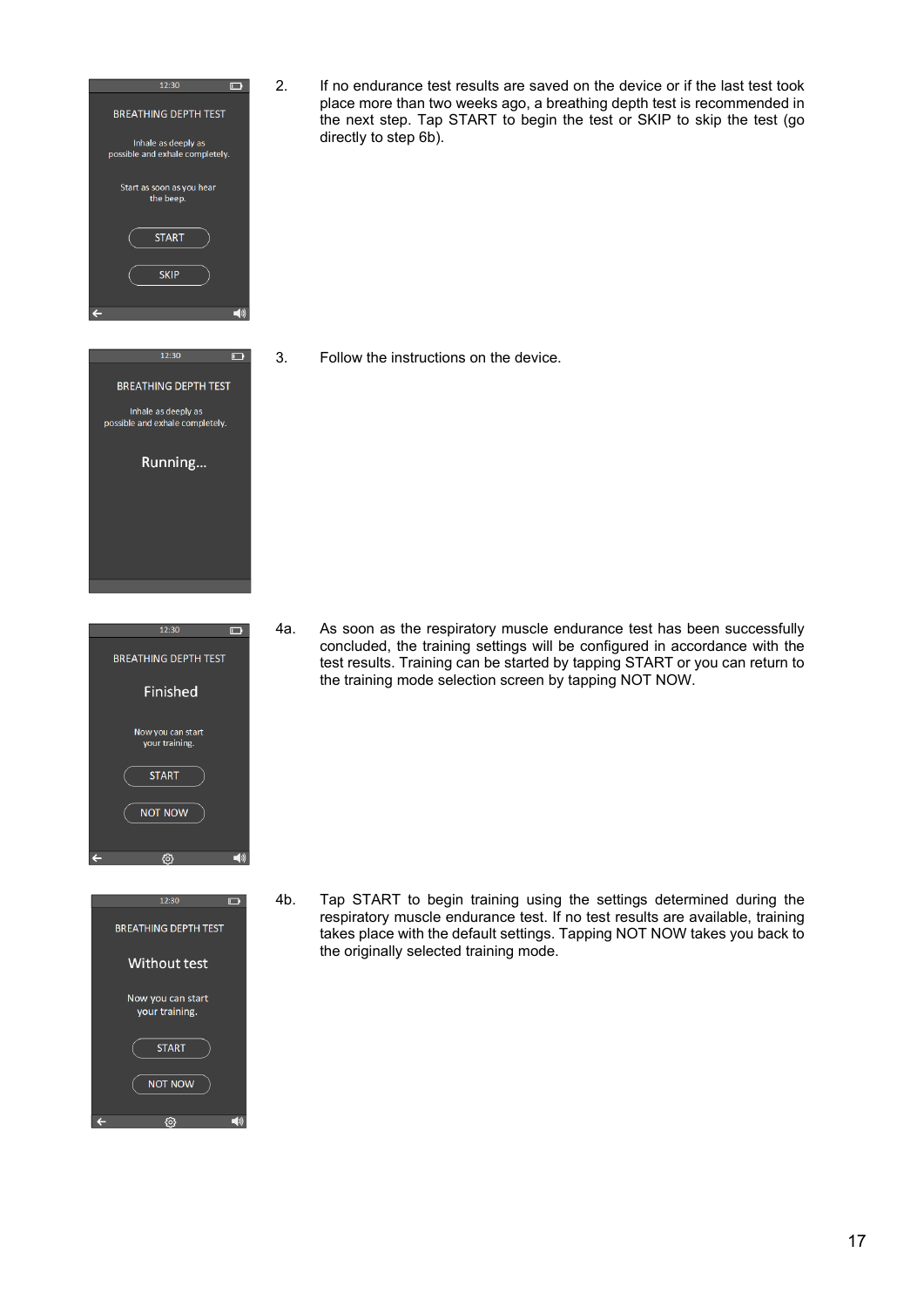| | |
|---|---|
| BREATHING DEPTH TEST<br>Inhale as deeply as possible and exhale completely.<br>Start as soon as you hear the beep.<br>START<br>SKIP | 2. If no endurance test results are saved on the device or if the last test took place more than two weeks ago, a breathing depth test is recommended in the next step. Tap START to begin the test or SKIP to skip the test (go directly to step 6b). |
| BREATHING DEPTH TEST<br>Inhale as deeply as possible and exhale completely.<br>Running... | 3. Follow the instructions on the device. |
| BREATHING DEPTH TEST<br>Finished<br>Now you can start your training.<br>START<br>NOT NOW | 4a. As soon as the respiratory muscle endurance test has been successfully concluded, the training settings will be configured in accordance with the test results. Training can be started by tapping START or you can return to the training mode selection screen by tapping NOT NOW. |
| BREATHING DEPTH TEST<br>Without test<br>Now you can start your training.<br>START<br>NOT NOW | 4b. Tap START to begin training using the settings determined during the respiratory muscle endurance test. If no test results are available, training takes place with the default settings. Tapping NOT NOW takes you back to the originally selected training mode. |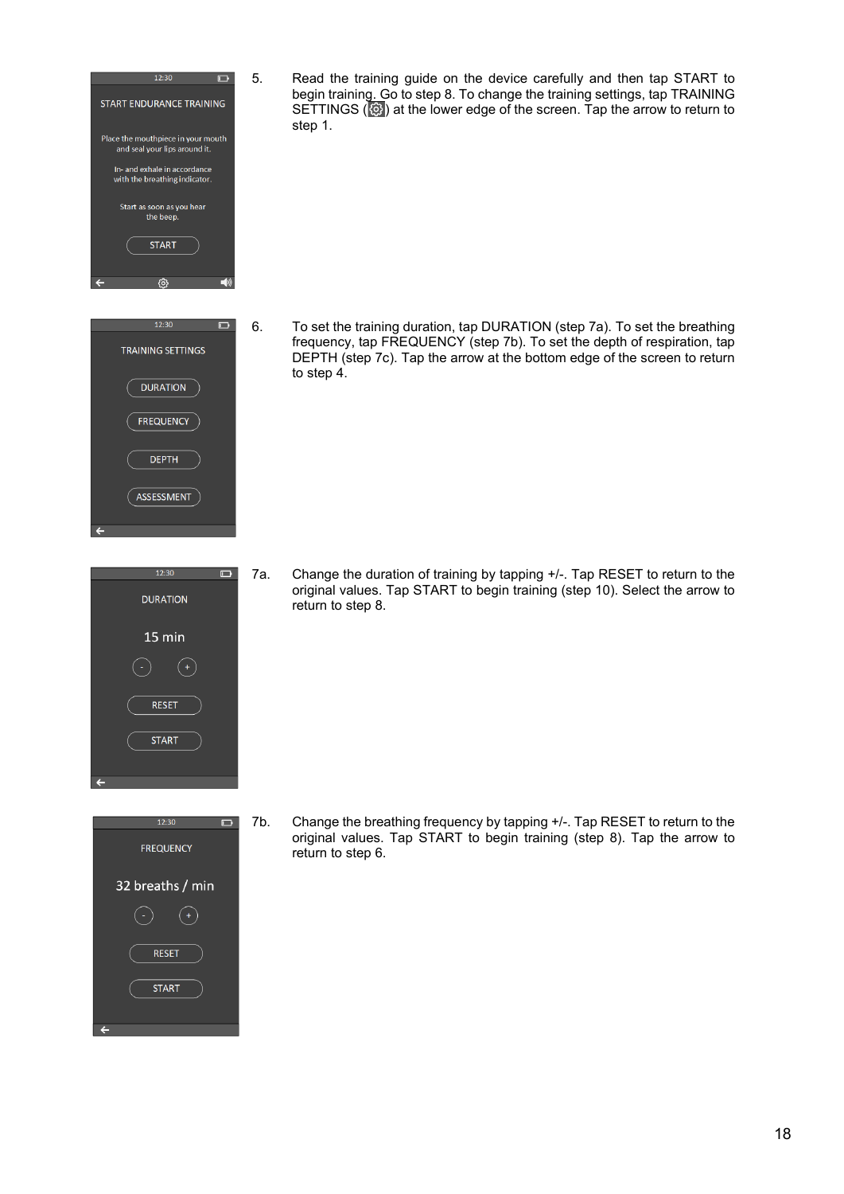| | | |
|---|---|---|
| START ENDURANCE TRAINING<br><br>Place the mouthpiece in your mouth and seal your lips around it.<br><br>In- and exhale in accordance with the breathing indicator.<br><br>Start as soon as you hear the beep.<br><br>START | 5. | Read the training guide on the device carefully and then tap START to begin training. Go to step 8. To change the training settings, tap TRAINING SETTINGS (⚙) at the lower edge of the screen. Tap the arrow to return to step 1. |
| TRAINING SETTINGS<br><br>DURATION<br><br>FREQUENCY<br><br>DEPTH<br><br>ASSESSMENT | 6. | To set the training duration, tap DURATION (step 7a). To set the breathing frequency, tap FREQUENCY (step 7b). To set the depth of respiration, tap DEPTH (step 7c). Tap the arrow at the bottom edge of the screen to return to step 4. |
| DURATION<br><br>15 min<br><br>- +<br><br>RESET<br><br>START | 7a. | Change the duration of training by tapping +/-. Tap RESET to return to the original values. Tap START to begin training (step 10). Select the arrow to return to step 8. |
| FREQUENCY<br><br>32 breaths / min<br><br>- +<br><br>RESET<br><br>START | 7b. | Change the breathing frequency by tapping +/-. Tap RESET to return to the original values. Tap START to begin training (step 8). Tap the arrow to return to step 6. |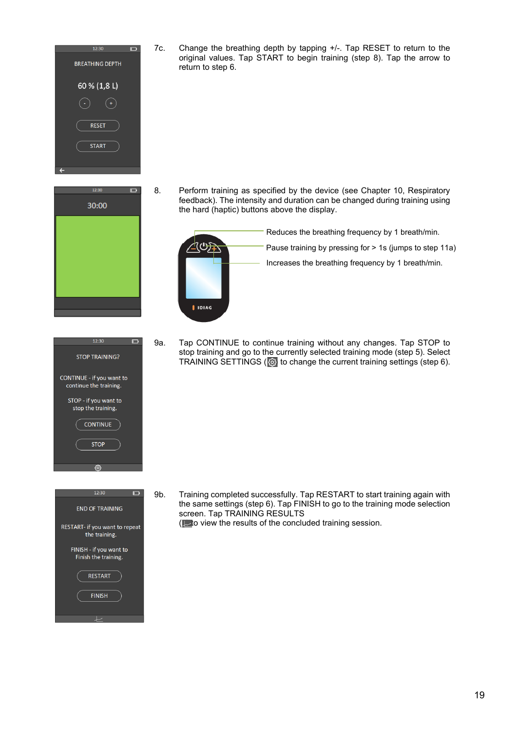7c. Change the breathing depth by tapping +/-. Tap RESET to return to the original values. Tap START to begin training (step 8). Tap the arrow to return to step 6.

8. Perform training as specified by the device (see Chapter 10, Respiratory feedback). The intensity and duration can be changed during training using the hard (haptic) buttons above the display.

Reduces the breathing frequency by 1 breath/min.

Pause training by pressing for > 1s (jumps to step 11a)

Increases the breathing frequency by 1 breath/min.

9a. Tap CONTINUE to continue training without any changes. Tap STOP to stop training and go to the currently selected training mode (step 5). Select TRAINING SETTINGS ( ⚙ ) to change the current training settings (step 6).

9b. Training completed successfully. Tap RESTART to start training again with the same settings (step 6). Tap FINISH to go to the training mode selection screen. Tap TRAINING RESULTS ( )to view the results of the concluded training session.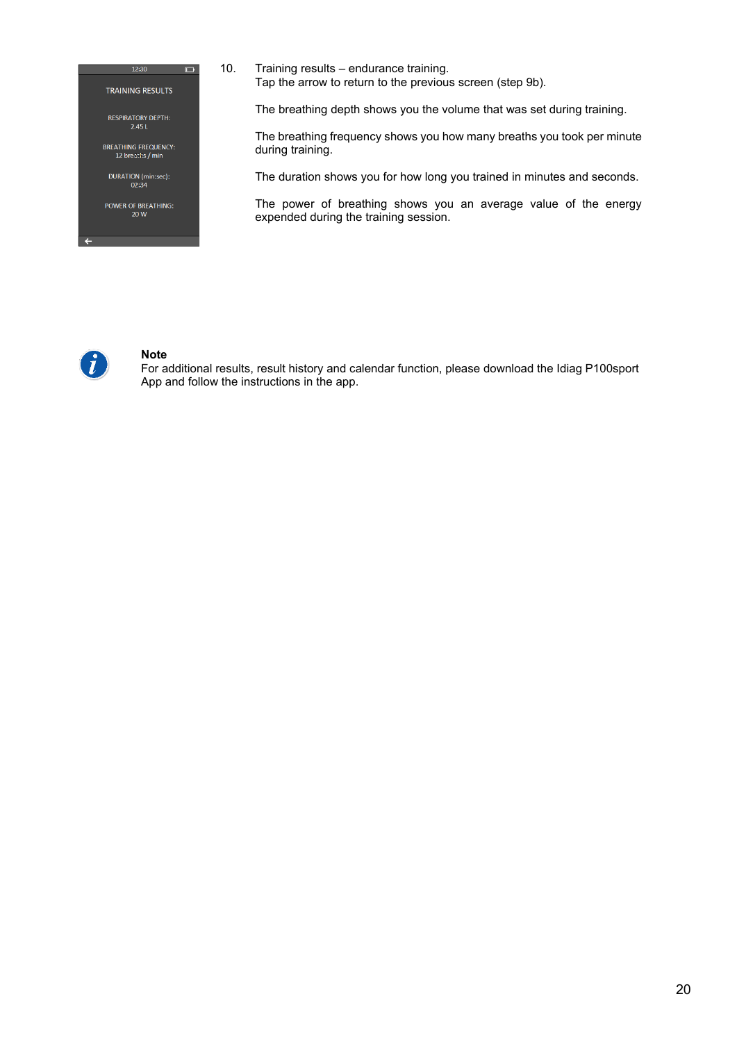10. Training results – endurance training.
    Tap the arrow to return to the previous screen (step 9b).

    The breathing depth shows you the volume that was set during training.

    The breathing frequency shows you how many breaths you took per minute during training.

    The duration shows you for how long you trained in minutes and seconds.

    The power of breathing shows you an average value of the energy expended during the training session.

**Note**
For additional results, result history and calendar function, please download the Idiag P100sport App and follow the instructions in the app.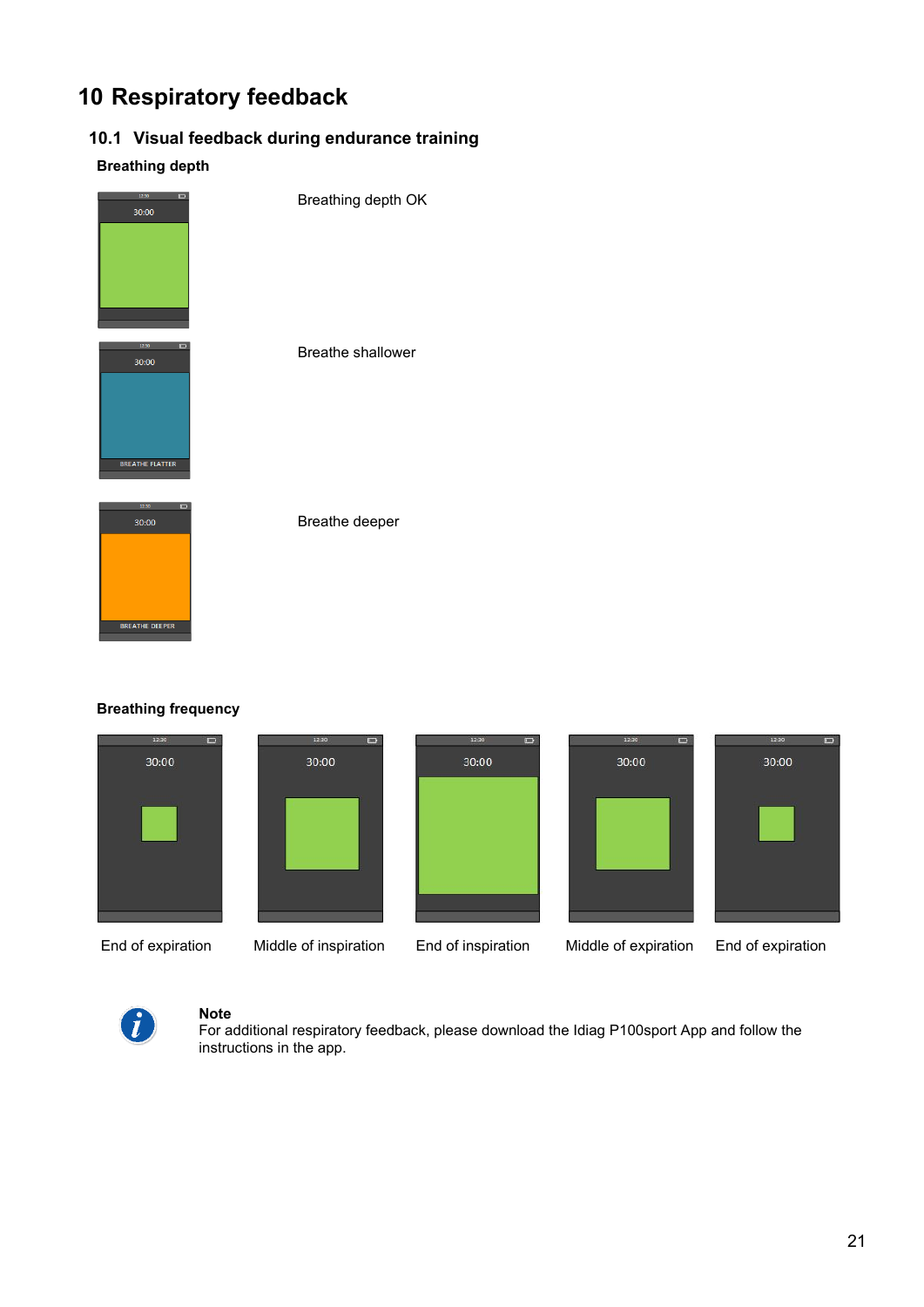# 10 Respiratory feedback

## 10.1 Visual feedback during endurance training

**Breathing depth**

Breathing depth OK

Breathe shallower

Breathe deeper

**Breathing frequency**

End of expiration

Middle of inspiration

End of inspiration

Middle of expiration

End of expiration

**Note**
For additional respiratory feedback, please download the Idiag P100sport App and follow the instructions in the app.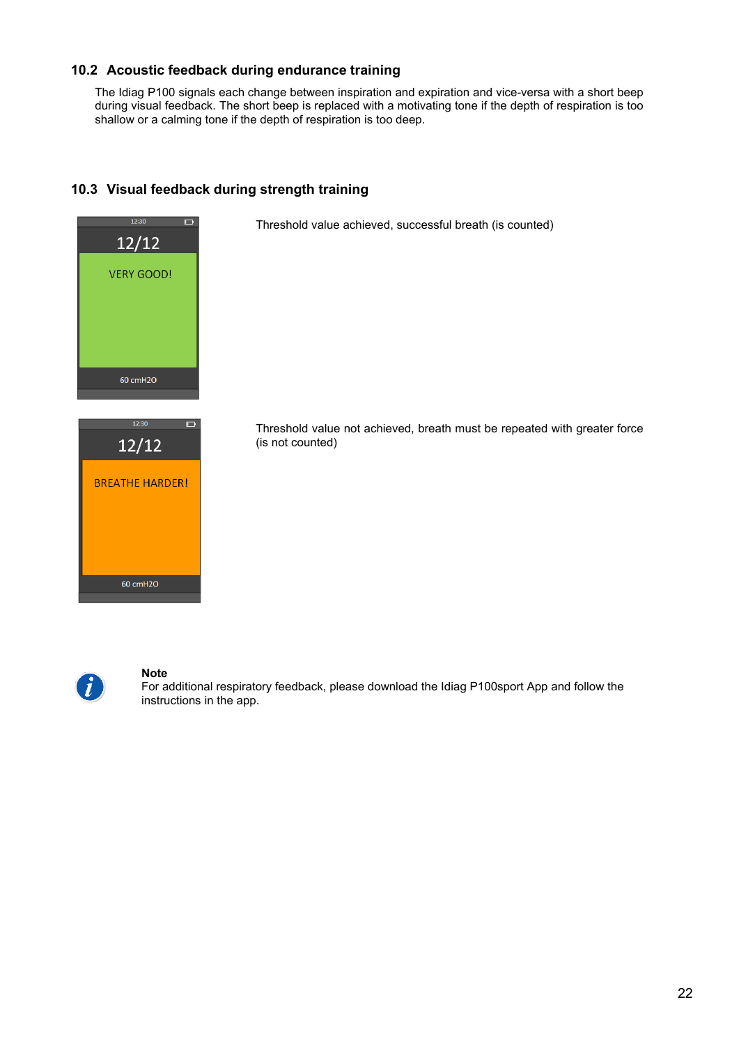## 10.2 Acoustic feedback during endurance training

The Idiag P100 signals each change between inspiration and expiration and vice-versa with a short beep during visual feedback. The short beep is replaced with a motivating tone if the depth of respiration is too shallow or a calming tone if the depth of respiration is too deep.

## 10.3 Visual feedback during strength training

12:30

12/12

VERY GOOD!

60 cmH2O

Threshold value achieved, successful breath (is counted)

12:30

12/12

BREATHE HARDER!

60 cmH2O

Threshold value not achieved, breath must be repeated with greater force (is not counted)

**Note**
For additional respiratory feedback, please download the Idiag P100sport App and follow the instructions in the app.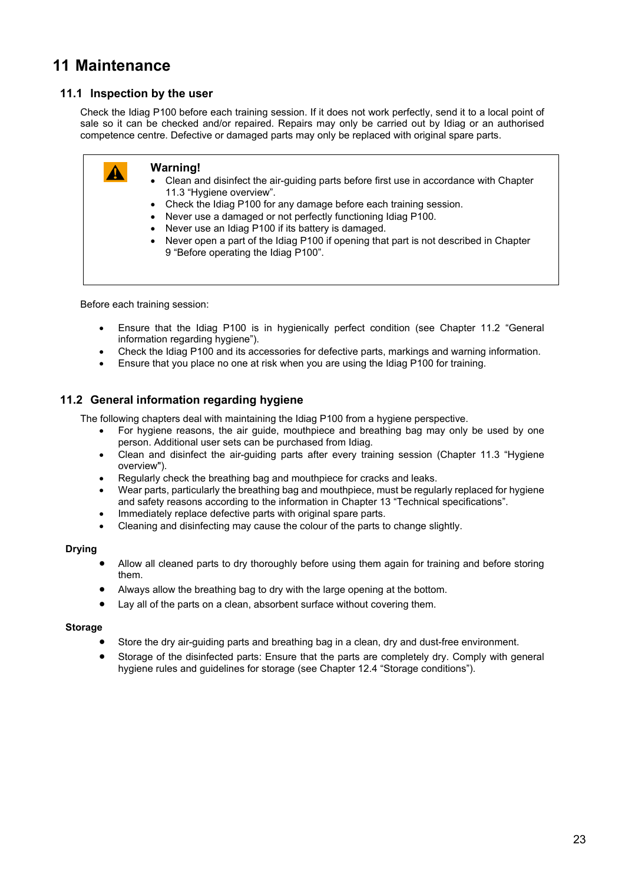# 11 Maintenance

## 11.1 Inspection by the user

Check the Idiag P100 before each training session. If it does not work perfectly, send it to a local point of sale so it can be checked and/or repaired. Repairs may only be carried out by Idiag or an authorised competence centre. Defective or damaged parts may only be replaced with original spare parts.

> **Warning!**
> - Clean and disinfect the air-guiding parts before first use in accordance with Chapter 11.3 “Hygiene overview”.
> - Check the Idiag P100 for any damage before each training session.
> - Never use a damaged or not perfectly functioning Idiag P100.
> - Never use an Idiag P100 if its battery is damaged.
> - Never open a part of the Idiag P100 if opening that part is not described in Chapter 9 “Before operating the Idiag P100”.

Before each training session:

- Ensure that the Idiag P100 is in hygienically perfect condition (see Chapter 11.2 “General information regarding hygiene”).
- Check the Idiag P100 and its accessories for defective parts, markings and warning information.
- Ensure that you place no one at risk when you are using the Idiag P100 for training.

## 11.2 General information regarding hygiene

The following chapters deal with maintaining the Idiag P100 from a hygiene perspective.

- For hygiene reasons, the air guide, mouthpiece and breathing bag may only be used by one person. Additional user sets can be purchased from Idiag.
- Clean and disinfect the air-guiding parts after every training session (Chapter 11.3 “Hygiene overview").
- Regularly check the breathing bag and mouthpiece for cracks and leaks.
- Wear parts, particularly the breathing bag and mouthpiece, must be regularly replaced for hygiene and safety reasons according to the information in Chapter 13 “Technical specifications”.
- Immediately replace defective parts with original spare parts.
- Cleaning and disinfecting may cause the colour of the parts to change slightly.

**Drying**

- Allow all cleaned parts to dry thoroughly before using them again for training and before storing them.
- Always allow the breathing bag to dry with the large opening at the bottom.
- Lay all of the parts on a clean, absorbent surface without covering them.

**Storage**

- Store the dry air-guiding parts and breathing bag in a clean, dry and dust-free environment.
- Storage of the disinfected parts: Ensure that the parts are completely dry. Comply with general hygiene rules and guidelines for storage (see Chapter 12.4 “Storage conditions”).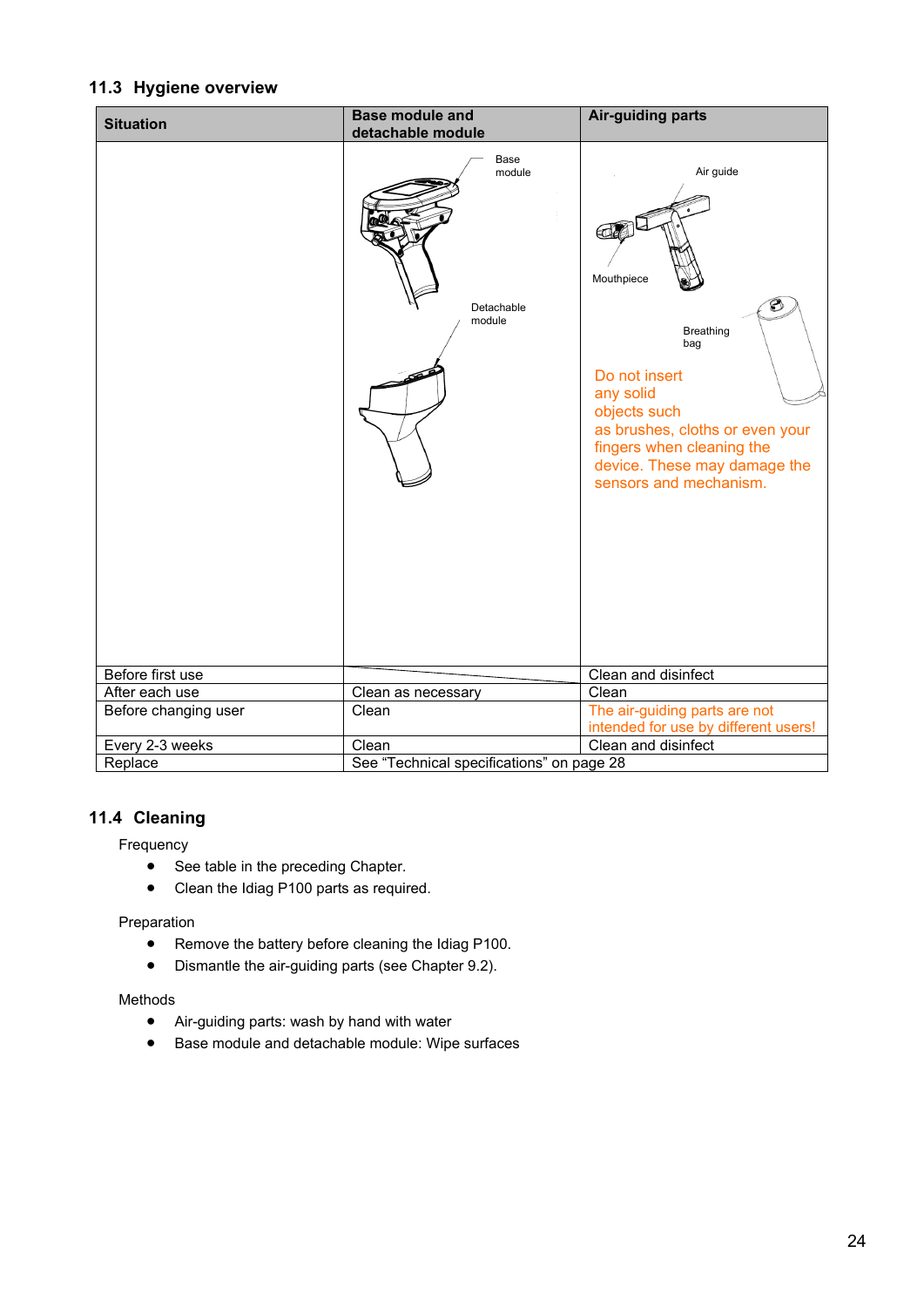## 11.3 Hygiene overview

| Situation | Base module and detachable module | Air-guiding parts |
|---|---|---|
| | Base module<br>Detachable module | Air guide<br>Mouthpiece<br>Breathing bag<br>Do not insert any solid objects such as brushes, cloths or even your fingers when cleaning the device. These may damage the sensors and mechanism. |
| Before first use | | Clean and disinfect |
| After each use | Clean as necessary | Clean |
| Before changing user | Clean | The air-guiding parts are not intended for use by different users! |
| Every 2-3 weeks | Clean | Clean and disinfect |
| Replace | See “Technical specifications” on page 28 | |

## 11.4 Cleaning

Frequency

- See table in the preceding Chapter.
- Clean the Idiag P100 parts as required.

Preparation

- Remove the battery before cleaning the Idiag P100.
- Dismantle the air-guiding parts (see Chapter 9.2).

Methods

- Air-guiding parts: wash by hand with water
- Base module and detachable module: Wipe surfaces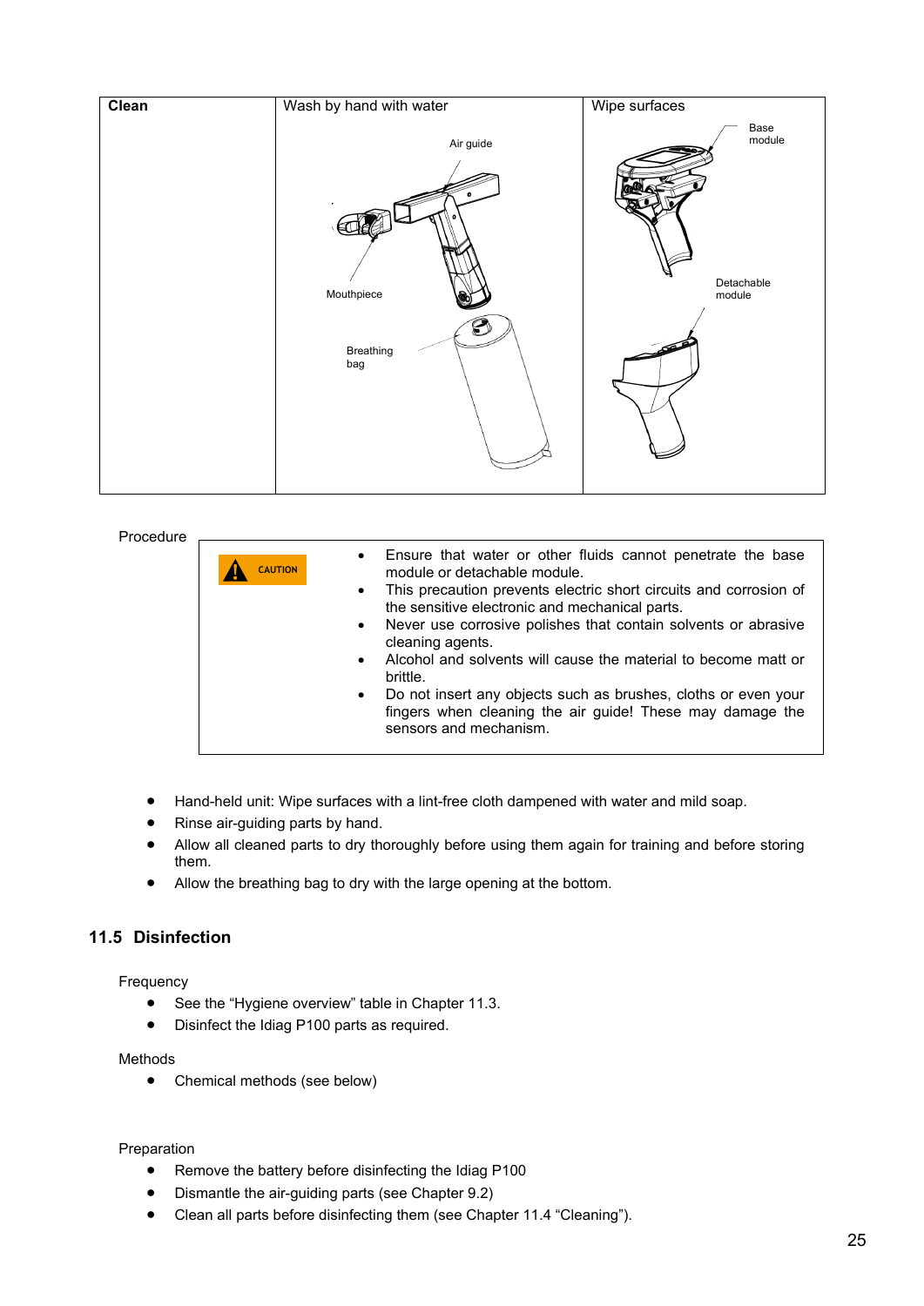| Clean | Wash by hand with water | Wipe surfaces |
|---|---|---|
| | Air guide<br>Mouthpiece<br>Breathing bag | Base module<br>Detachable module |

Procedure

| CAUTION | <ul><li>Ensure that water or other fluids cannot penetrate the base module or detachable module.</li><li>This precaution prevents electric short circuits and corrosion of the sensitive electronic and mechanical parts.</li><li>Never use corrosive polishes that contain solvents or abrasive cleaning agents.</li><li>Alcohol and solvents will cause the material to become matt or brittle.</li><li>Do not insert any objects such as brushes, cloths or even your fingers when cleaning the air guide! These may damage the sensors and mechanism.</li></ul> |
|---|---|

- Hand-held unit: Wipe surfaces with a lint-free cloth dampened with water and mild soap.
- Rinse air-guiding parts by hand.
- Allow all cleaned parts to dry thoroughly before using them again for training and before storing them.
- Allow the breathing bag to dry with the large opening at the bottom.

## 11.5 Disinfection

Frequency

- See the “Hygiene overview” table in Chapter 11.3.
- Disinfect the Idiag P100 parts as required.

Methods

- Chemical methods (see below)

Preparation

- Remove the battery before disinfecting the Idiag P100
- Dismantle the air-guiding parts (see Chapter 9.2)
- Clean all parts before disinfecting them (see Chapter 11.4 “Cleaning”).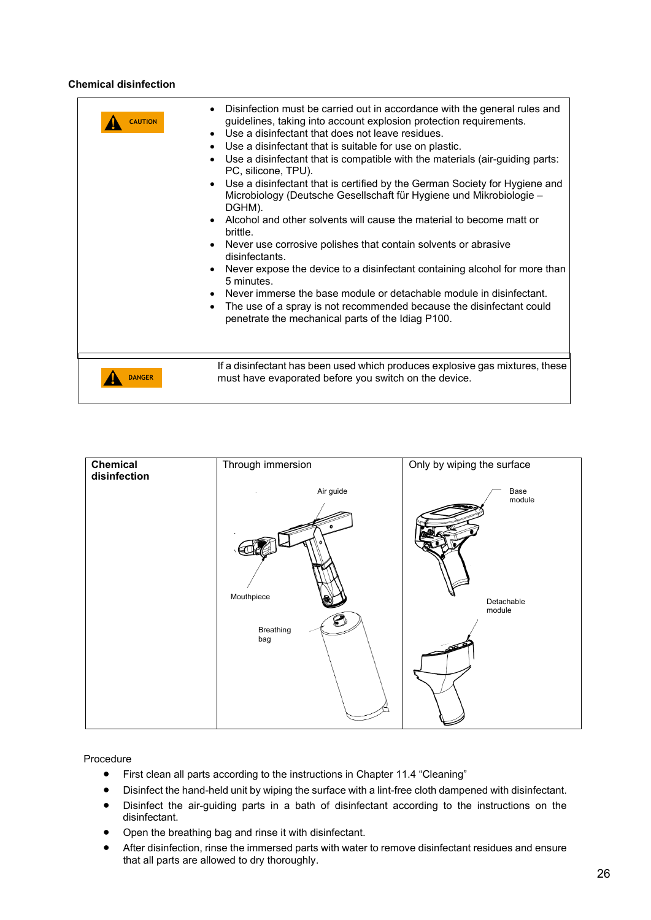**Chemical disinfection**

| CAUTION | |
|---|---|
| CAUTION | • Disinfection must be carried out in accordance with the general rules and guidelines, taking into account explosion protection requirements.<br>• Use a disinfectant that does not leave residues.<br>• Use a disinfectant that is suitable for use on plastic.<br>• Use a disinfectant that is compatible with the materials (air-guiding parts: PC, silicone, TPU).<br>• Use a disinfectant that is certified by the German Society for Hygiene and Microbiology (Deutsche Gesellschaft für Hygiene und Mikrobiologie – DGHM).<br>• Alcohol and other solvents will cause the material to become matt or brittle.<br>• Never use corrosive polishes that contain solvents or abrasive disinfectants.<br>• Never expose the device to a disinfectant containing alcohol for more than 5 minutes.<br>• Never immerse the base module or detachable module in disinfectant.<br>• The use of a spray is not recommended because the disinfectant could penetrate the mechanical parts of the Idiag P100. |
| DANGER | If a disinfectant has been used which produces explosive gas mixtures, these must have evaporated before you switch on the device. |

| **Chemical disinfection** | Through immersion | Only by wiping the surface |
|---|---|---|
| | Air guide<br>Mouthpiece<br>Breathing bag | Base module<br>Detachable module |

Procedure

- First clean all parts according to the instructions in Chapter 11.4 "Cleaning"
- Disinfect the hand-held unit by wiping the surface with a lint-free cloth dampened with disinfectant.
- Disinfect the air-guiding parts in a bath of disinfectant according to the instructions on the disinfectant.
- Open the breathing bag and rinse it with disinfectant.
- After disinfection, rinse the immersed parts with water to remove disinfectant residues and ensure that all parts are allowed to dry thoroughly.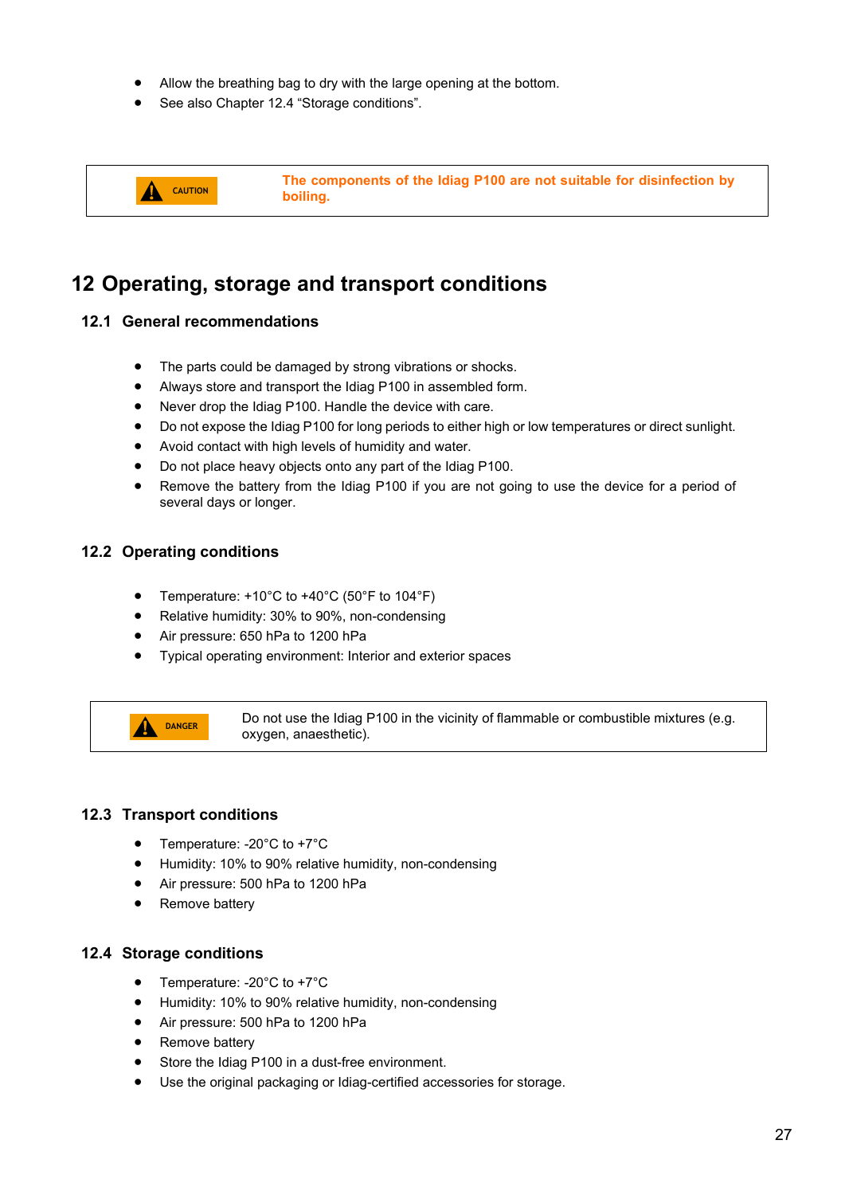- Allow the breathing bag to dry with the large opening at the bottom.
- See also Chapter 12.4 “Storage conditions”.

| CAUTION | **The components of the Idiag P100 are not suitable for disinfection by boiling.** |
|---|---|

# 12 Operating, storage and transport conditions

## 12.1 General recommendations

- The parts could be damaged by strong vibrations or shocks.
- Always store and transport the Idiag P100 in assembled form.
- Never drop the Idiag P100. Handle the device with care.
- Do not expose the Idiag P100 for long periods to either high or low temperatures or direct sunlight.
- Avoid contact with high levels of humidity and water.
- Do not place heavy objects onto any part of the Idiag P100.
- Remove the battery from the Idiag P100 if you are not going to use the device for a period of several days or longer.

## 12.2 Operating conditions

- Temperature: +10°C to +40°C (50°F to 104°F)
- Relative humidity: 30% to 90%, non-condensing
- Air pressure: 650 hPa to 1200 hPa
- Typical operating environment: Interior and exterior spaces

| DANGER | Do not use the Idiag P100 in the vicinity of flammable or combustible mixtures (e.g. oxygen, anaesthetic). |
|---|---|

## 12.3 Transport conditions

- Temperature: -20°C to +7°C
- Humidity: 10% to 90% relative humidity, non-condensing
- Air pressure: 500 hPa to 1200 hPa
- Remove battery

## 12.4 Storage conditions

- Temperature: -20°C to +7°C
- Humidity: 10% to 90% relative humidity, non-condensing
- Air pressure: 500 hPa to 1200 hPa
- Remove battery
- Store the Idiag P100 in a dust-free environment.
- Use the original packaging or Idiag-certified accessories for storage.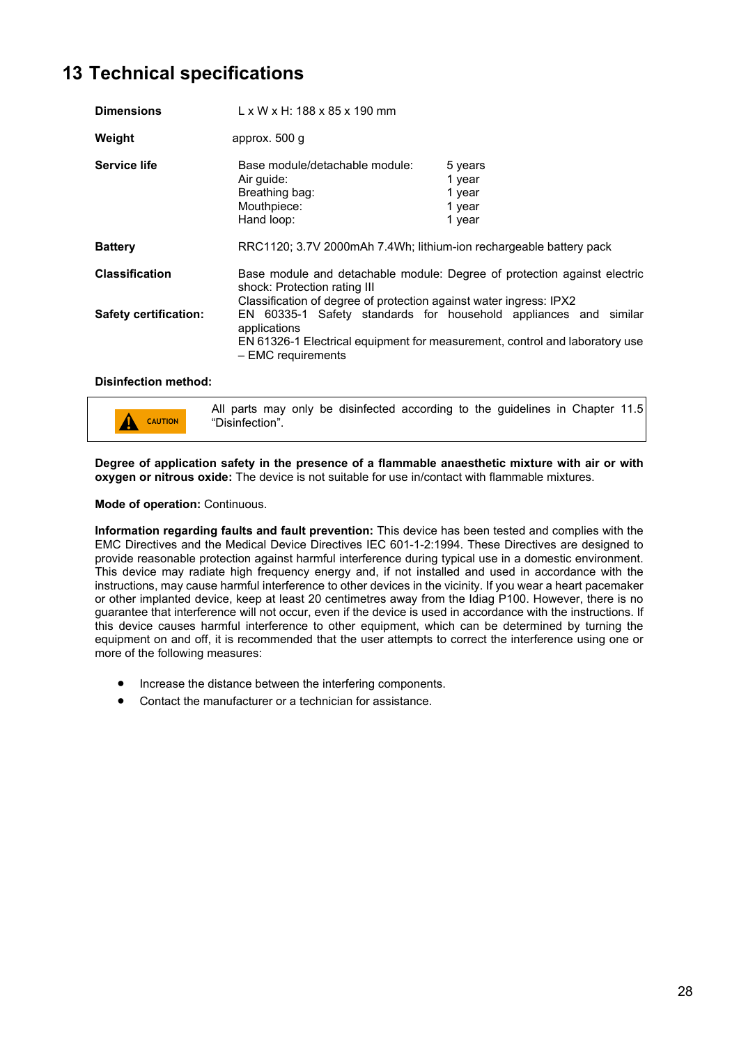# 13 Technical specifications

| | | |
|---|---|---|
| **Dimensions** | L x W x H: 188 x 85 x 190 mm | |
| **Weight** | approx. 500 g | |
| **Service life** | Base module/detachable module: | 5 years |
| | Air guide: | 1 year |
| | Breathing bag: | 1 year |
| | Mouthpiece: | 1 year |
| | Hand loop: | 1 year |
| **Battery** | RRC1120; 3.7V 2000mAh 7.4Wh; lithium-ion rechargeable battery pack | |
| **Classification** | Base module and detachable module: Degree of protection against electric shock: Protection rating III<br>Classification of degree of protection against water ingress: IPX2 | |
| **Safety certification:** | EN 60335-1 Safety standards for household appliances and similar applications<br>EN 61326-1 Electrical equipment for measurement, control and laboratory use – EMC requirements | |

**Disinfection method:**

| | |
|---|---|
| CAUTION | All parts may only be disinfected according to the guidelines in Chapter 11.5 “Disinfection”. |

**Degree of application safety in the presence of a flammable anaesthetic mixture with air or with oxygen or nitrous oxide:** The device is not suitable for use in/contact with flammable mixtures.

**Mode of operation:** Continuous.

**Information regarding faults and fault prevention:** This device has been tested and complies with the EMC Directives and the Medical Device Directives IEC 601-1-2:1994. These Directives are designed to provide reasonable protection against harmful interference during typical use in a domestic environment. This device may radiate high frequency energy and, if not installed and used in accordance with the instructions, may cause harmful interference to other devices in the vicinity. If you wear a heart pacemaker or other implanted device, keep at least 20 centimetres away from the Idiag P100. However, there is no guarantee that interference will not occur, even if the device is used in accordance with the instructions. If this device causes harmful interference to other equipment, which can be determined by turning the equipment on and off, it is recommended that the user attempts to correct the interference using one or more of the following measures:

- Increase the distance between the interfering components.
- Contact the manufacturer or a technician for assistance.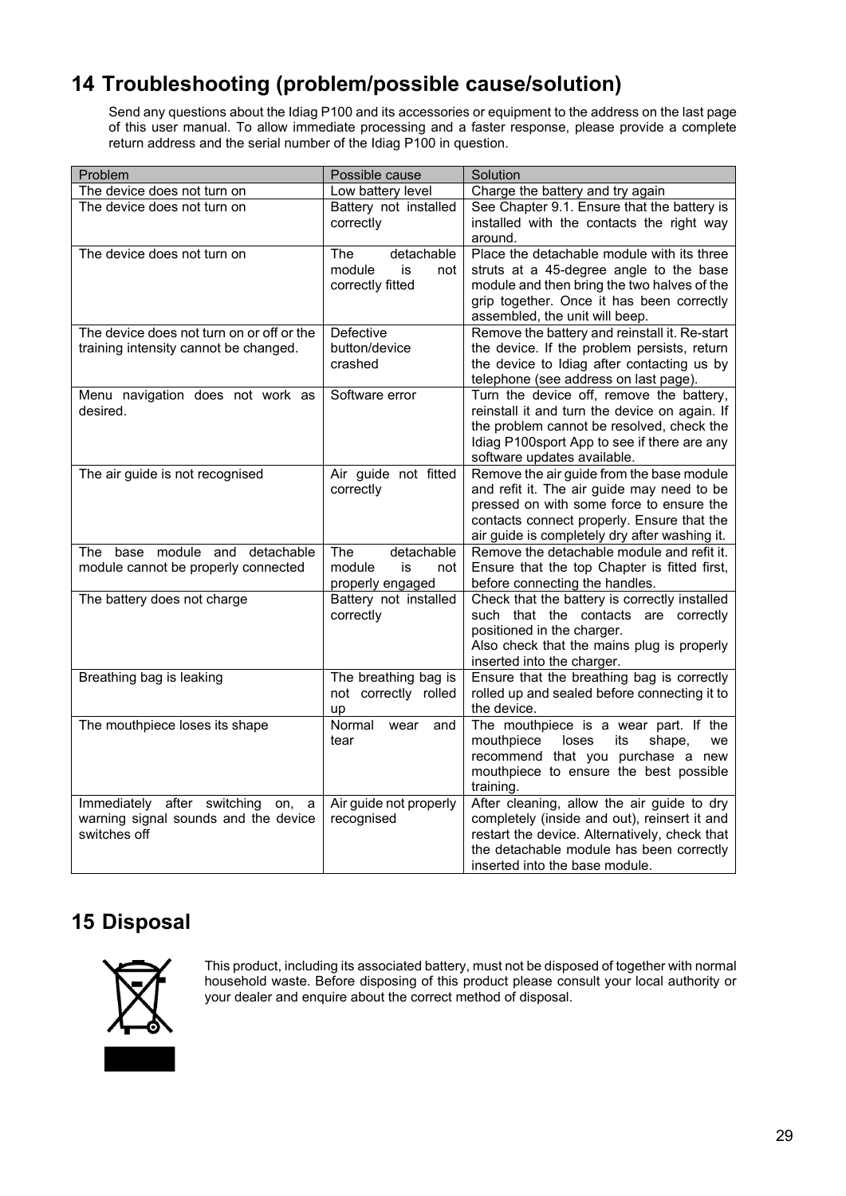# 14 Troubleshooting (problem/possible cause/solution)

Send any questions about the Idiag P100 and its accessories or equipment to the address on the last page of this user manual. To allow immediate processing and a faster response, please provide a complete return address and the serial number of the Idiag P100 in question.

| Problem | Possible cause | Solution |
|---|---|---|
| The device does not turn on | Low battery level | Charge the battery and try again |
| The device does not turn on | Battery not installed correctly | See Chapter 9.1. Ensure that the battery is installed with the contacts the right way around. |
| The device does not turn on | The detachable module is not correctly fitted | Place the detachable module with its three struts at a 45-degree angle to the base module and then bring the two halves of the grip together. Once it has been correctly assembled, the unit will beep. |
| The device does not turn on or off or the training intensity cannot be changed. | Defective button/device crashed | Remove the battery and reinstall it. Re-start the device. If the problem persists, return the device to Idiag after contacting us by telephone (see address on last page). |
| Menu navigation does not work as desired. | Software error | Turn the device off, remove the battery, reinstall it and turn the device on again. If the problem cannot be resolved, check the Idiag P100sport App to see if there are any software updates available. |
| The air guide is not recognised | Air guide not fitted correctly | Remove the air guide from the base module and refit it. The air guide may need to be pressed on with some force to ensure the contacts connect properly. Ensure that the air guide is completely dry after washing it. |
| The base module and detachable module cannot be properly connected | The detachable module is not properly engaged | Remove the detachable module and refit it. Ensure that the top Chapter is fitted first, before connecting the handles. |
| The battery does not charge | Battery not installed correctly | Check that the battery is correctly installed such that the contacts are correctly positioned in the charger.<br>Also check that the mains plug is properly inserted into the charger. |
| Breathing bag is leaking | The breathing bag is not correctly rolled up | Ensure that the breathing bag is correctly rolled up and sealed before connecting it to the device. |
| The mouthpiece loses its shape | Normal wear and tear | The mouthpiece is a wear part. If the mouthpiece loses its shape, we recommend that you purchase a new mouthpiece to ensure the best possible training. |
| Immediately after switching on, a warning signal sounds and the device switches off | Air guide not properly recognised | After cleaning, allow the air guide to dry completely (inside and out), reinsert it and restart the device. Alternatively, check that the detachable module has been correctly inserted into the base module. |

# 15 Disposal

This product, including its associated battery, must not be disposed of together with normal household waste. Before disposing of this product please consult your local authority or your dealer and enquire about the correct method of disposal.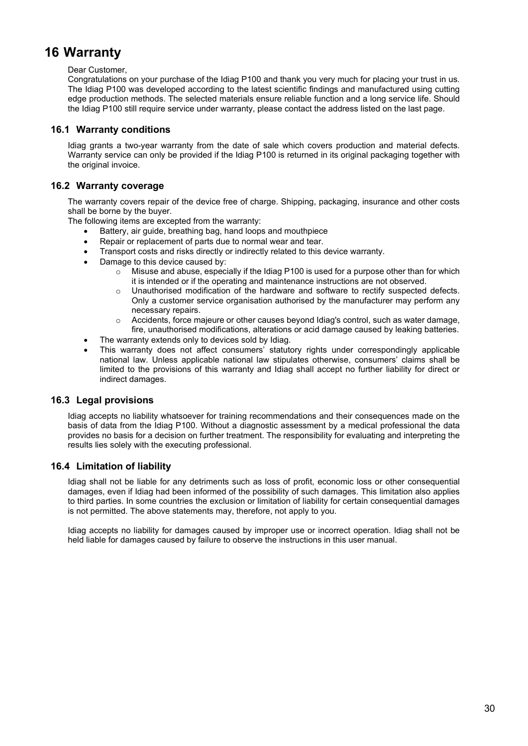# 16 Warranty

Dear Customer,

Congratulations on your purchase of the Idiag P100 and thank you very much for placing your trust in us. The Idiag P100 was developed according to the latest scientific findings and manufactured using cutting edge production methods. The selected materials ensure reliable function and a long service life. Should the Idiag P100 still require service under warranty, please contact the address listed on the last page.

## 16.1 Warranty conditions

Idiag grants a two-year warranty from the date of sale which covers production and material defects. Warranty service can only be provided if the Idiag P100 is returned in its original packaging together with the original invoice.

## 16.2 Warranty coverage

The warranty covers repair of the device free of charge. Shipping, packaging, insurance and other costs shall be borne by the buyer.

The following items are excepted from the warranty:

- Battery, air guide, breathing bag, hand loops and mouthpiece
- Repair or replacement of parts due to normal wear and tear.
- Transport costs and risks directly or indirectly related to this device warranty.
- Damage to this device caused by:
  - Misuse and abuse, especially if the Idiag P100 is used for a purpose other than for which it is intended or if the operating and maintenance instructions are not observed.
  - Unauthorised modification of the hardware and software to rectify suspected defects. Only a customer service organisation authorised by the manufacturer may perform any necessary repairs.
  - Accidents, force majeure or other causes beyond Idiag's control, such as water damage, fire, unauthorised modifications, alterations or acid damage caused by leaking batteries.
- The warranty extends only to devices sold by Idiag.
- This warranty does not affect consumers' statutory rights under correspondingly applicable national law. Unless applicable national law stipulates otherwise, consumers' claims shall be limited to the provisions of this warranty and Idiag shall accept no further liability for direct or indirect damages.

## 16.3 Legal provisions

Idiag accepts no liability whatsoever for training recommendations and their consequences made on the basis of data from the Idiag P100. Without a diagnostic assessment by a medical professional the data provides no basis for a decision on further treatment. The responsibility for evaluating and interpreting the results lies solely with the executing professional.

## 16.4 Limitation of liability

Idiag shall not be liable for any detriments such as loss of profit, economic loss or other consequential damages, even if Idiag had been informed of the possibility of such damages. This limitation also applies to third parties. In some countries the exclusion or limitation of liability for certain consequential damages is not permitted. The above statements may, therefore, not apply to you.

Idiag accepts no liability for damages caused by improper use or incorrect operation. Idiag shall not be held liable for damages caused by failure to observe the instructions in this user manual.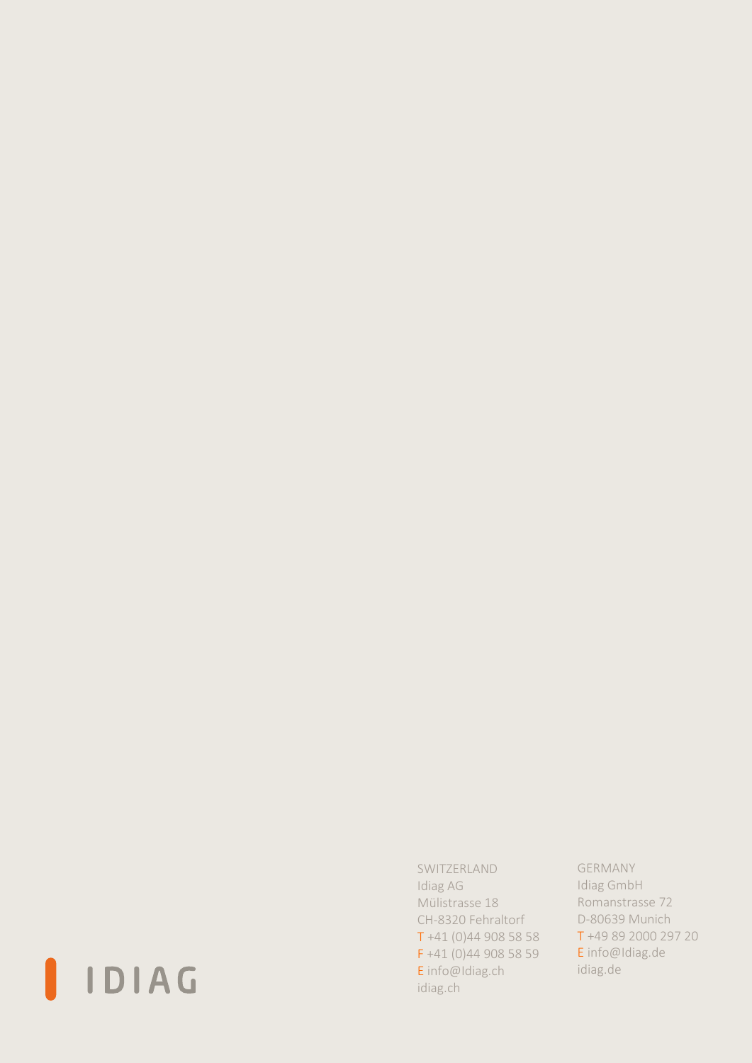IDIAG

SWITZERLAND
Idiag AG
Mülistrasse 18
CH-8320 Fehraltorf
T +41 (0)44 908 58 58
F +41 (0)44 908 58 59
E info@Idiag.ch
idiag.ch

GERMANY
Idiag GmbH
Romanstrasse 72
D-80639 Munich
T +49 89 2000 297 20
E info@Idiag.de
idiag.de